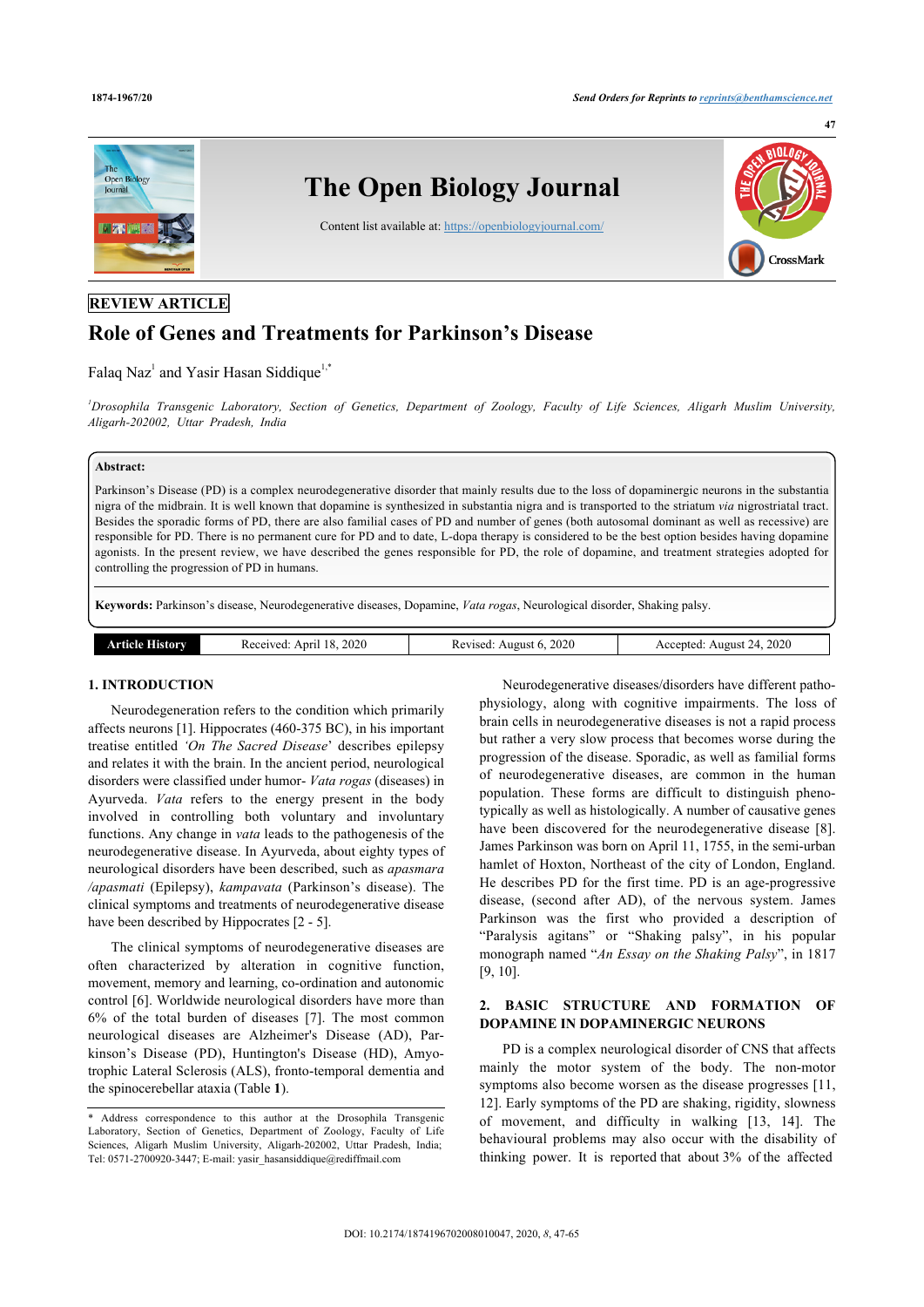REVIEW ARTICLE

# Role of Genes and Treatments for Parkinson's Disease

Falaq Naz[1] and Yasir Hasan Siddique[1,*]

[1]*Drosophila Transgenic Laboratory, Section of Genetics, Department of Zoology, Faculty of Life Sciences, Aligarh Muslim University, Aligarh-202002, Uttar Pradesh, India*

**Abstract:**

Parkinson's Disease (PD) is a complex neurodegenerative disorder that mainly results due to the loss of dopaminergic neurons in the substantia nigra of the midbrain. It is well known that dopamine is synthesized in substantia nigra and is transported to the striatum *via* nigrostriatal tract. Besides the sporadic forms of PD, there are also familial cases of PD and number of genes (both autosomal dominant as well as recessive) are responsible for PD. There is no permanent cure for PD and to date, L-dopa therapy is considered to be the best option besides having dopamine agonists. In the present review, we have described the genes responsible for PD, the role of dopamine, and treatment strategies adopted for controlling the progression of PD in humans.

**Keywords:** Parkinson's disease, Neurodegenerative diseases, Dopamine, *Vata rogas*, Neurological disorder, Shaking palsy.

| Article History | Received: April 18, 2020 | Revised: August 6, 2020 | Accepted: August 24, 2020 |
|---|---|---|---|

## 1. INTRODUCTION

Neurodegeneration refers to the condition which primarily affects neurons [1]. Hippocrates (460-375 BC), in his important treatise entitled *'On The Sacred Disease'* describes epilepsy and relates it with the brain. In the ancient period, neurological disorders were classified under humor- *Vata rogas* (diseases) in Ayurveda. *Vata* refers to the energy present in the body involved in controlling both voluntary and involuntary functions. Any change in *vata* leads to the pathogenesis of the neurodegenerative disease. In Ayurveda, about eighty types of neurological disorders have been described, such as *apasmara /apasmati* (Epilepsy), *kampavata* (Parkinson's disease). The clinical symptoms and treatments of neurodegenerative disease have been described by Hippocrates [2 - 5].

The clinical symptoms of neurodegenerative diseases are often characterized by alteration in cognitive function, movement, memory and learning, co-ordination and autonomic control [6]. Worldwide neurological disorders have more than 6% of the total burden of diseases [7]. The most common neurological diseases are Alzheimer's Disease (AD), Parkinson's Disease (PD), Huntington's Disease (HD), Amyotrophic Lateral Sclerosis (ALS), fronto-temporal dementia and the spinocerebellar ataxia (Table **1**).

Neurodegenerative diseases/disorders have different pathophysiology, along with cognitive impairments. The loss of brain cells in neurodegenerative diseases is not a rapid process but rather a very slow process that becomes worse during the progression of the disease. Sporadic, as well as familial forms of neurodegenerative diseases, are common in the human population. These forms are difficult to distinguish phenotypically as well as histologically. A number of causative genes have been discovered for the neurodegenerative disease [8]. James Parkinson was born on April 11, 1755, in the semi-urban hamlet of Hoxton, Northeast of the city of London, England. He describes PD for the first time. PD is an age-progressive disease, (second after AD), of the nervous system. James Parkinson was the first who provided a description of "Paralysis agitans" or "Shaking palsy", in his popular monograph named "*An Essay on the Shaking Palsy*", in 1817 [9, 10].

## 2. BASIC STRUCTURE AND FORMATION OF DOPAMINE IN DOPAMINERGIC NEURONS

PD is a complex neurological disorder of CNS that affects mainly the motor system of the body. The non-motor symptoms also become worsen as the disease progresses [11, 12]. Early symptoms of the PD are shaking, rigidity, slowness of movement, and difficulty in walking [13, 14]. The behavioural problems may also occur with the disability of thinking power. It is reported that about 3% of the affected

\* Address correspondence to this author at the Drosophila Transgenic Laboratory, Section of Genetics, Department of Zoology, Faculty of Life Sciences, Aligarh Muslim University, Aligarh-202002, Uttar Pradesh, India; Tel: 0571-2700920-3447; E-mail: yasir_hasansiddique@rediffmail.com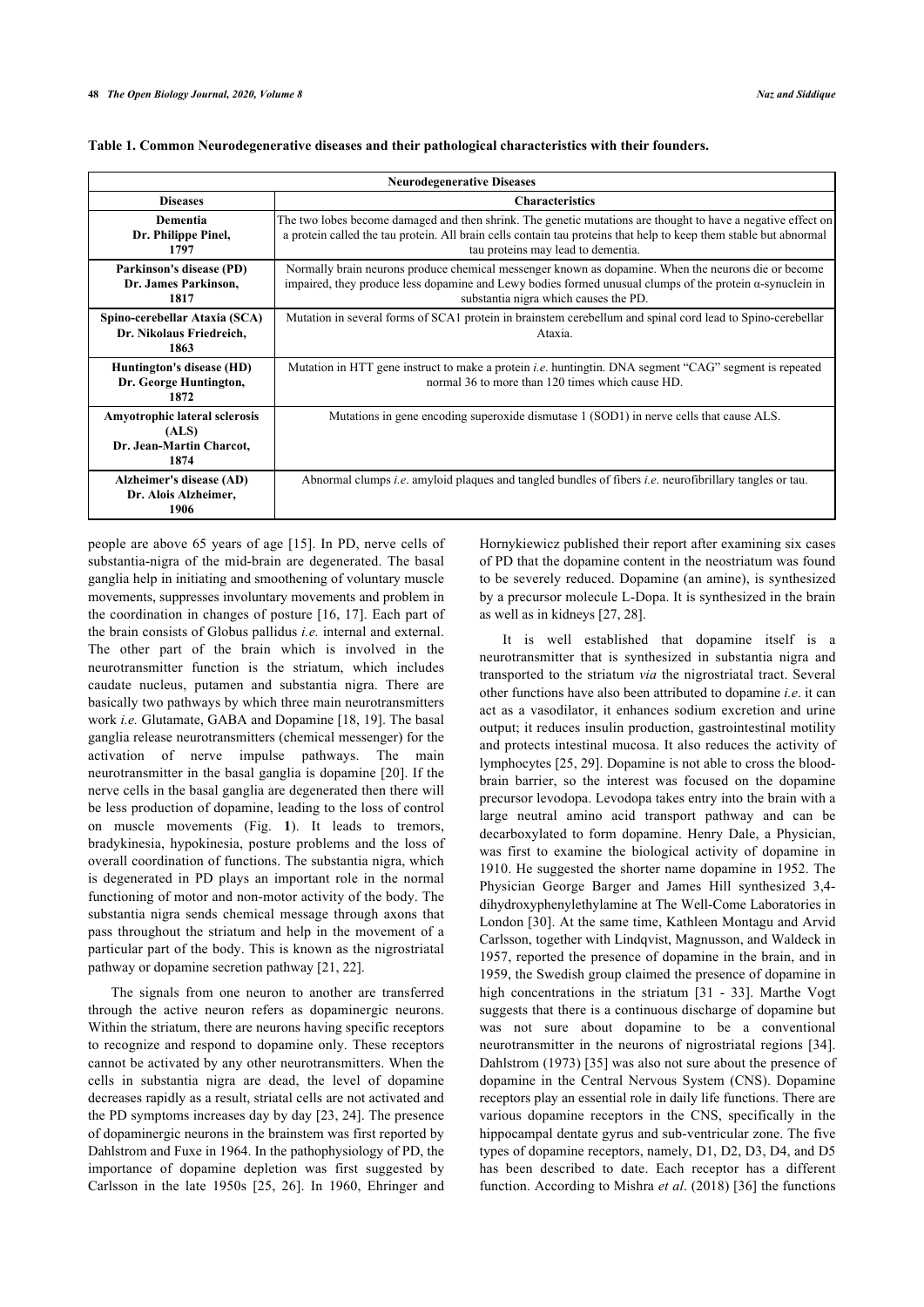**Table 1. Common Neurodegenerative diseases and their pathological characteristics with their founders.**

| Neurodegenerative Diseases | |
|---|---|
| **Diseases** | **Characteristics** |
| **Dementia Dr. Philippe Pinel, 1797** | The two lobes become damaged and then shrink. The genetic mutations are thought to have a negative effect on a protein called the tau protein. All brain cells contain tau proteins that help to keep them stable but abnormal tau proteins may lead to dementia. |
| **Parkinson's disease (PD) Dr. James Parkinson, 1817** | Normally brain neurons produce chemical messenger known as dopamine. When the neurons die or become impaired, they produce less dopamine and Lewy bodies formed unusual clumps of the protein α-synuclein in substantia nigra which causes the PD. |
| **Spino-cerebellar Ataxia (SCA) Dr. Nikolaus Friedreich, 1863** | Mutation in several forms of SCA1 protein in brainstem cerebellum and spinal cord lead to Spino-cerebellar Ataxia. |
| **Huntington's disease (HD) Dr. George Huntington, 1872** | Mutation in HTT gene instruct to make a protein *i.e.* huntingtin. DNA segment "CAG" segment is repeated normal 36 to more than 120 times which cause HD. |
| **Amyotrophic lateral sclerosis (ALS) Dr. Jean-Martin Charcot, 1874** | Mutations in gene encoding superoxide dismutase 1 (SOD1) in nerve cells that cause ALS. |
| **Alzheimer's disease (AD) Dr. Alois Alzheimer, 1906** | Abnormal clumps *i.e.* amyloid plaques and tangled bundles of fibers *i.e.* neurofibrillary tangles or tau. |

people are above 65 years of age [15]. In PD, nerve cells of substantia-nigra of the mid-brain are degenerated. The basal ganglia help in initiating and smoothening of voluntary muscle movements, suppresses involuntary movements and problem in the coordination in changes of posture [16, 17]. Each part of the brain consists of Globus pallidus *i.e.* internal and external. The other part of the brain which is involved in the neurotransmitter function is the striatum, which includes caudate nucleus, putamen and substantia nigra. There are basically two pathways by which three main neurotransmitters work *i.e.* Glutamate, GABA and Dopamine [18, 19]. The basal ganglia release neurotransmitters (chemical messenger) for the activation of nerve impulse pathways. The main neurotransmitter in the basal ganglia is dopamine [20]. If the nerve cells in the basal ganglia are degenerated then there will be less production of dopamine, leading to the loss of control on muscle movements (Fig. **1**). It leads to tremors, bradykinesia, hypokinesia, posture problems and the loss of overall coordination of functions. The substantia nigra, which is degenerated in PD plays an important role in the normal functioning of motor and non-motor activity of the body. The substantia nigra sends chemical message through axons that pass throughout the striatum and help in the movement of a particular part of the body. This is known as the nigrostriatal pathway or dopamine secretion pathway [21, 22].

The signals from one neuron to another are transferred through the active neuron refers as dopaminergic neurons. Within the striatum, there are neurons having specific receptors to recognize and respond to dopamine only. These receptors cannot be activated by any other neurotransmitters. When the cells in substantia nigra are dead, the level of dopamine decreases rapidly as a result, striatal cells are not activated and the PD symptoms increases day by day [23, 24]. The presence of dopaminergic neurons in the brainstem was first reported by Dahlstrom and Fuxe in 1964. In the pathophysiology of PD, the importance of dopamine depletion was first suggested by Carlsson in the late 1950s [25, 26]. In 1960, Ehringer and Hornykiewicz published their report after examining six cases of PD that the dopamine content in the neostriatum was found to be severely reduced. Dopamine (an amine), is synthesized by a precursor molecule L-Dopa. It is synthesized in the brain as well as in kidneys [27, 28].

It is well established that dopamine itself is a neurotransmitter that is synthesized in substantia nigra and transported to the striatum *via* the nigrostriatal tract. Several other functions have also been attributed to dopamine *i.e*. it can act as a vasodilator, it enhances sodium excretion and urine output; it reduces insulin production, gastrointestinal motility and protects intestinal mucosa. It also reduces the activity of lymphocytes [25, 29]. Dopamine is not able to cross the blood-brain barrier, so the interest was focused on the dopamine precursor levodopa. Levodopa takes entry into the brain with a large neutral amino acid transport pathway and can be decarboxylated to form dopamine. Henry Dale, a Physician, was first to examine the biological activity of dopamine in 1910. He suggested the shorter name dopamine in 1952. The Physician George Barger and James Hill synthesized 3,4-dihydroxyphenylethylamine at The Well-Come Laboratories in London [30]. At the same time, Kathleen Montagu and Arvid Carlsson, together with Lindqvist, Magnusson, and Waldeck in 1957, reported the presence of dopamine in the brain, and in 1959, the Swedish group claimed the presence of dopamine in high concentrations in the striatum [31 - 33]. Marthe Vogt suggests that there is a continuous discharge of dopamine but was not sure about dopamine to be a conventional neurotransmitter in the neurons of nigrostriatal regions [34]. Dahlstrom (1973) [35] was also not sure about the presence of dopamine in the Central Nervous System (CNS). Dopamine receptors play an essential role in daily life functions. There are various dopamine receptors in the CNS, specifically in the hippocampal dentate gyrus and sub-ventricular zone. The five types of dopamine receptors, namely, D1, D2, D3, D4, and D5 has been described to date. Each receptor has a different function. According to Mishra *et al*. (2018) [36] the functions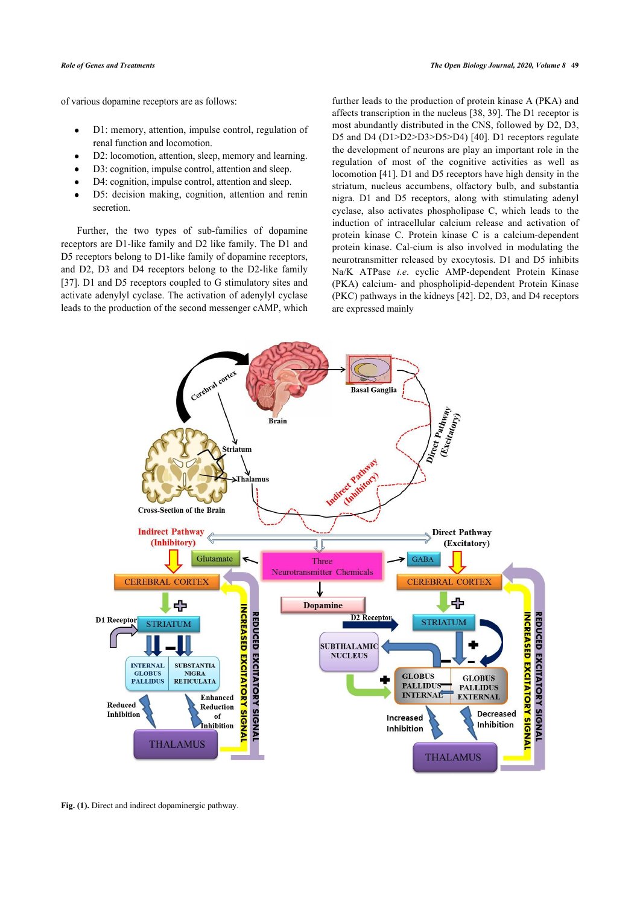of various dopamine receptors are as follows:

- D1: memory, attention, impulse control, regulation of renal function and locomotion.
- D2: locomotion, attention, sleep, memory and learning.
- D3: cognition, impulse control, attention and sleep.
- D4: cognition, impulse control, attention and sleep.
- D5: decision making, cognition, attention and renin secretion.

Further, the two types of sub-families of dopamine receptors are D1-like family and D2 like family. The D1 and D5 receptors belong to D1-like family of dopamine receptors, and D2, D3 and D4 receptors belong to the D2-like family [37]. D1 and D5 receptors coupled to G stimulatory sites and activate adenylyl cyclase. The activation of adenylyl cyclase leads to the production of the second messenger cAMP, which further leads to the production of protein kinase A (PKA) and affects transcription in the nucleus [38, 39]. The D1 receptor is most abundantly distributed in the CNS, followed by D2, D3, D5 and D4 (D1>D2>D3>D5>D4) [40]. D1 receptors regulate the development of neurons are play an important role in the regulation of most of the cognitive activities as well as locomotion [41]. D1 and D5 receptors have high density in the striatum, nucleus accumbens, olfactory bulb, and substantia nigra. D1 and D5 receptors, along with stimulating adenyl cyclase, also activates phospholipase C, which leads to the induction of intracellular calcium release and activation of protein kinase C. Protein kinase C is a calcium-dependent protein kinase. Cal-cium is also involved in modulating the neurotransmitter released by exocytosis. D1 and D5 inhibits Na/K ATPase *i.e.* cyclic AMP-dependent Protein Kinase (PKA) calcium- and phospholipid-dependent Protein Kinase (PKC) pathways in the kidneys [42]. D2, D3, and D4 receptors are expressed mainly

**Fig. (1).** Direct and indirect dopaminergic pathway.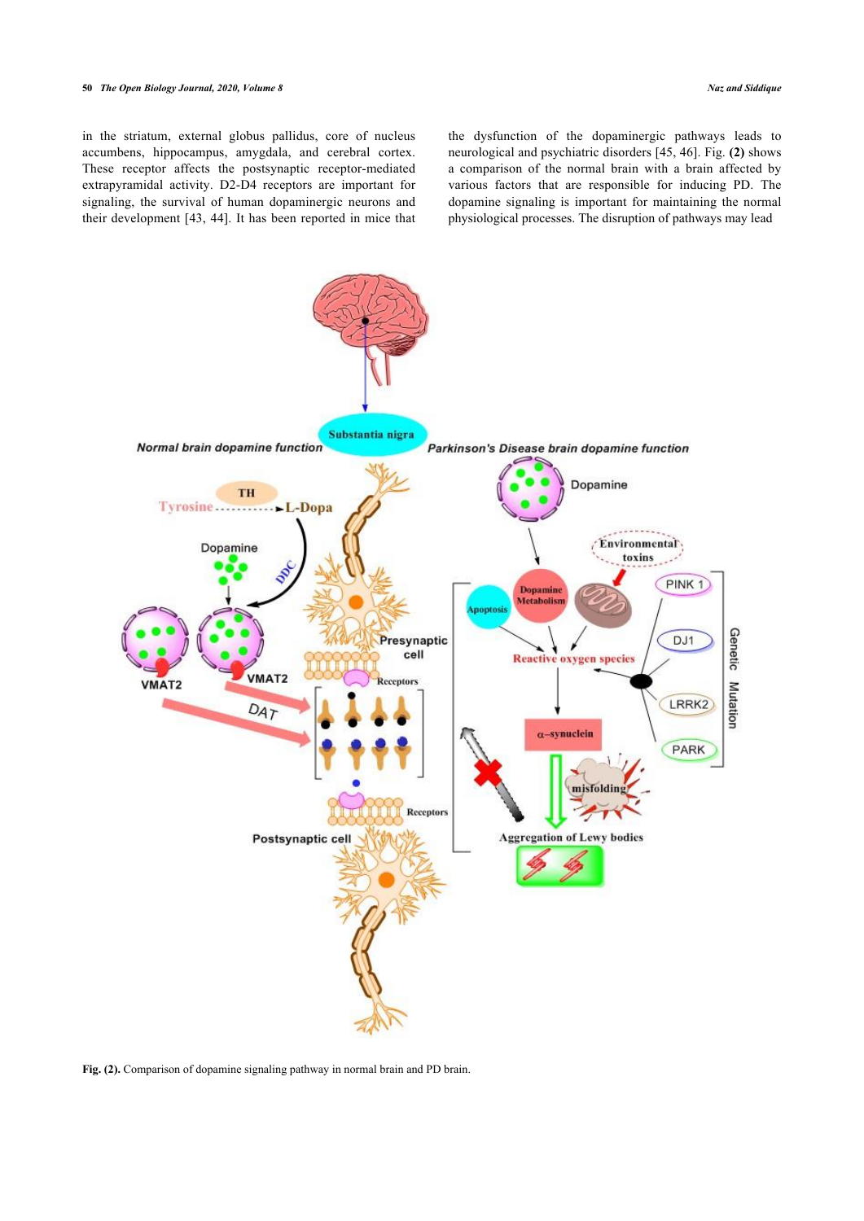in the striatum, external globus pallidus, core of nucleus accumbens, hippocampus, amygdala, and cerebral cortex. These receptor affects the postsynaptic receptor-mediated extrapyramidal activity. D2-D4 receptors are important for signaling, the survival of human dopaminergic neurons and their development [43, 44]. It has been reported in mice that the dysfunction of the dopaminergic pathways leads to neurological and psychiatric disorders [45, 46]. Fig. **(2)** shows a comparison of the normal brain with a brain affected by various factors that are responsible for inducing PD. The dopamine signaling is important for maintaining the normal physiological processes. The disruption of pathways may lead

**Fig. (2).** Comparison of dopamine signaling pathway in normal brain and PD brain.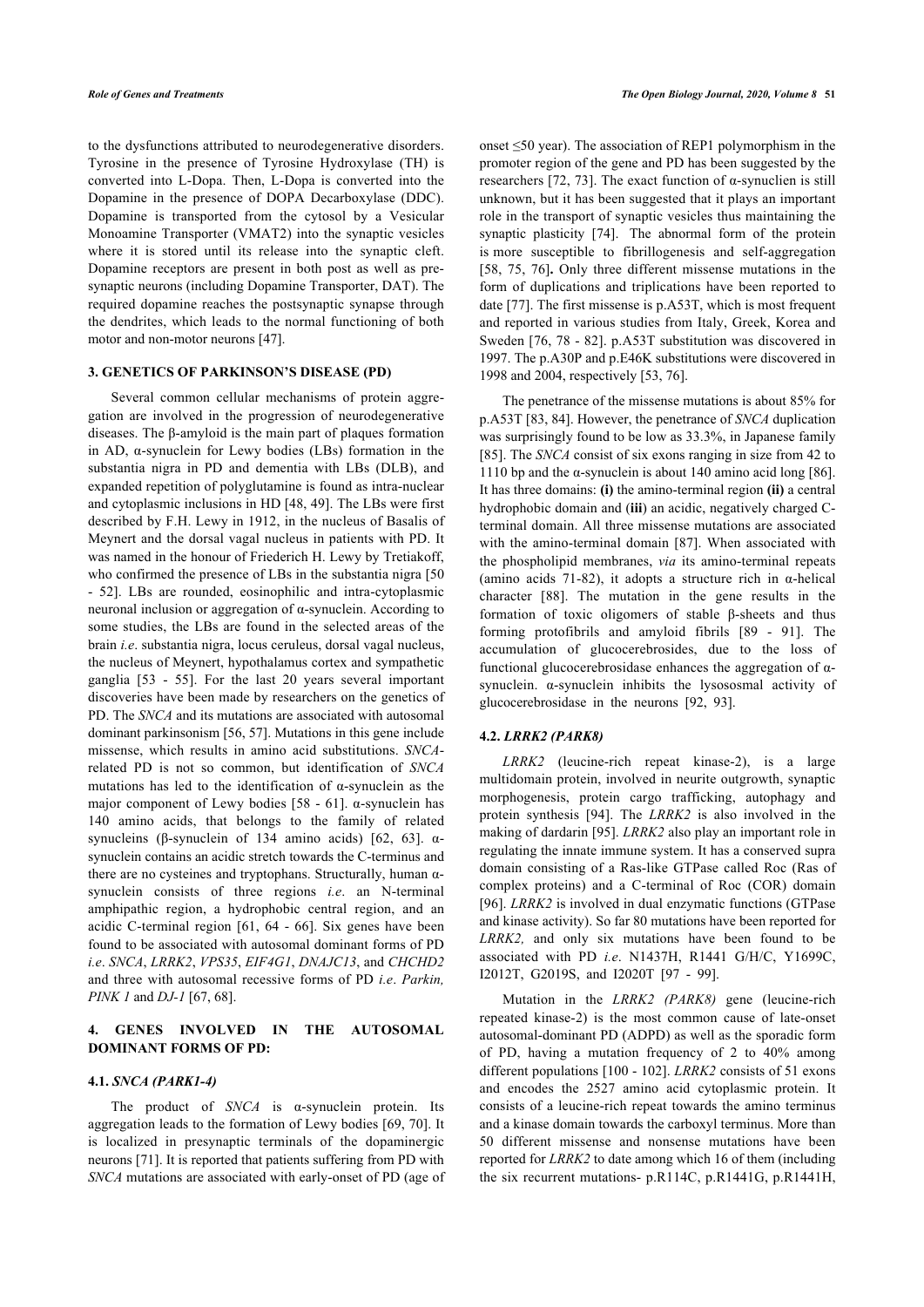to the dysfunctions attributed to neurodegenerative disorders. Tyrosine in the presence of Tyrosine Hydroxylase (TH) is converted into L-Dopa. Then, L-Dopa is converted into the Dopamine in the presence of DOPA Decarboxylase (DDC). Dopamine is transported from the cytosol by a Vesicular Monoamine Transporter (VMAT2) into the synaptic vesicles where it is stored until its release into the synaptic cleft. Dopamine receptors are present in both post as well as pre-synaptic neurons (including Dopamine Transporter, DAT). The required dopamine reaches the postsynaptic synapse through the dendrites, which leads to the normal functioning of both motor and non-motor neurons [47].

## 3. GENETICS OF PARKINSON'S DISEASE (PD)

Several common cellular mechanisms of protein aggregation are involved in the progression of neurodegenerative diseases. The β-amyloid is the main part of plaques formation in AD, α-synuclein for Lewy bodies (LBs) formation in the substantia nigra in PD and dementia with LBs (DLB), and expanded repetition of polyglutamine is found as intra-nuclear and cytoplasmic inclusions in HD [48, 49]. The LBs were first described by F.H. Lewy in 1912, in the nucleus of Basalis of Meynert and the dorsal vagal nucleus in patients with PD. It was named in the honour of Friederich H. Lewy by Tretiakoff, who confirmed the presence of LBs in the substantia nigra [50 - 52]. LBs are rounded, eosinophilic and intra-cytoplasmic neuronal inclusion or aggregation of α-synuclein. According to some studies, the LBs are found in the selected areas of the brain *i.e*. substantia nigra, locus ceruleus, dorsal vagal nucleus, the nucleus of Meynert, hypothalamus cortex and sympathetic ganglia [53 - 55]. For the last 20 years several important discoveries have been made by researchers on the genetics of PD. The *SNCA* and its mutations are associated with autosomal dominant parkinsonism [56, 57]. Mutations in this gene include missense, which results in amino acid substitutions. *SNCA*-related PD is not so common, but identification of *SNCA* mutations has led to the identification of α-synuclein as the major component of Lewy bodies [58 - 61]. α-synuclein has 140 amino acids, that belongs to the family of related synucleins (β-synuclein of 134 amino acids) [62, 63]. α-synuclein contains an acidic stretch towards the C-terminus and there are no cysteines and tryptophans. Structurally, human α-synuclein consists of three regions *i.e*. an N-terminal amphipathic region, a hydrophobic central region, and an acidic C-terminal region [61, 64 - 66]. Six genes have been found to be associated with autosomal dominant forms of PD *i.e*. *SNCA*, *LRRK2*, *VPS35*, *EIF4G1*, *DNAJC13*, and *CHCHD2* and three with autosomal recessive forms of PD *i.e*. *Parkin, PINK 1* and *DJ-1* [67, 68].

## 4. GENES INVOLVED IN THE AUTOSOMAL DOMINANT FORMS OF PD:

### 4.1. *SNCA (PARK1-4)*

The product of *SNCA* is α-synuclein protein. Its aggregation leads to the formation of Lewy bodies [69, 70]. It is localized in presynaptic terminals of the dopaminergic neurons [71]. It is reported that patients suffering from PD with *SNCA* mutations are associated with early-onset of PD (age of onset ≤50 year). The association of REP1 polymorphism in the promoter region of the gene and PD has been suggested by the researchers [72, 73]. The exact function of α-synuclien is still unknown, but it has been suggested that it plays an important role in the transport of synaptic vesicles thus maintaining the synaptic plasticity [74]. The abnormal form of the protein is more susceptible to fibrillogenesis and self-aggregation [58, 75, 76]**.** Only three different missense mutations in the form of duplications and triplications have been reported to date [77]. The first missense is p.A53T, which is most frequent and reported in various studies from Italy, Greek, Korea and Sweden [76, 78 - 82]. p.A53T substitution was discovered in 1997. The p.A30P and p.E46K substitutions were discovered in 1998 and 2004, respectively [53, 76].

The penetrance of the missense mutations is about 85% for p.A53T [83, 84]. However, the penetrance of *SNCA* duplication was surprisingly found to be low as 33.3%, in Japanese family [85]. The *SNCA* consist of six exons ranging in size from 42 to 1110 bp and the α-synuclein is about 140 amino acid long [86]. It has three domains: **(i)** the amino-terminal region **(ii)** a central hydrophobic domain and (**iii**) an acidic, negatively charged C-terminal domain. All three missense mutations are associated with the amino-terminal domain [87]. When associated with the phospholipid membranes, *via* its amino-terminal repeats (amino acids 71-82), it adopts a structure rich in α-helical character [88]. The mutation in the gene results in the formation of toxic oligomers of stable β-sheets and thus forming protofibrils and amyloid fibrils [89 - 91]. The accumulation of glucocerebrosides, due to the loss of functional glucocerebrosidase enhances the aggregation of α-synuclein. α-synuclein inhibits the lysososmal activity of glucocerebrosidase in the neurons [92, 93].

### 4.2. *LRRK2 (PARK8)*

*LRRK2* (leucine-rich repeat kinase-2), is a large multidomain protein, involved in neurite outgrowth, synaptic morphogenesis, protein cargo trafficking, autophagy and protein synthesis [94]. The *LRRK2* is also involved in the making of dardarin [95]. *LRRK2* also play an important role in regulating the innate immune system. It has a conserved supra domain consisting of a Ras-like GTPase called Roc (Ras of complex proteins) and a C-terminal of Roc (COR) domain [96]. *LRRK2* is involved in dual enzymatic functions (GTPase and kinase activity). So far 80 mutations have been reported for *LRRK2,* and only six mutations have been found to be associated with PD *i.e*. N1437H, R1441 G/H/C, Y1699C, I2012T, G2019S, and I2020T [97 - 99].

Mutation in the *LRRK2 (PARK8)* gene (leucine-rich repeated kinase-2) is the most common cause of late-onset autosomal-dominant PD (ADPD) as well as the sporadic form of PD, having a mutation frequency of 2 to 40% among different populations [100 - 102]. *LRRK2* consists of 51 exons and encodes the 2527 amino acid cytoplasmic protein. It consists of a leucine-rich repeat towards the amino terminus and a kinase domain towards the carboxyl terminus. More than 50 different missense and nonsense mutations have been reported for *LRRK2* to date among which 16 of them (including the six recurrent mutations- p.R114C, p.R1441G, p.R1441H,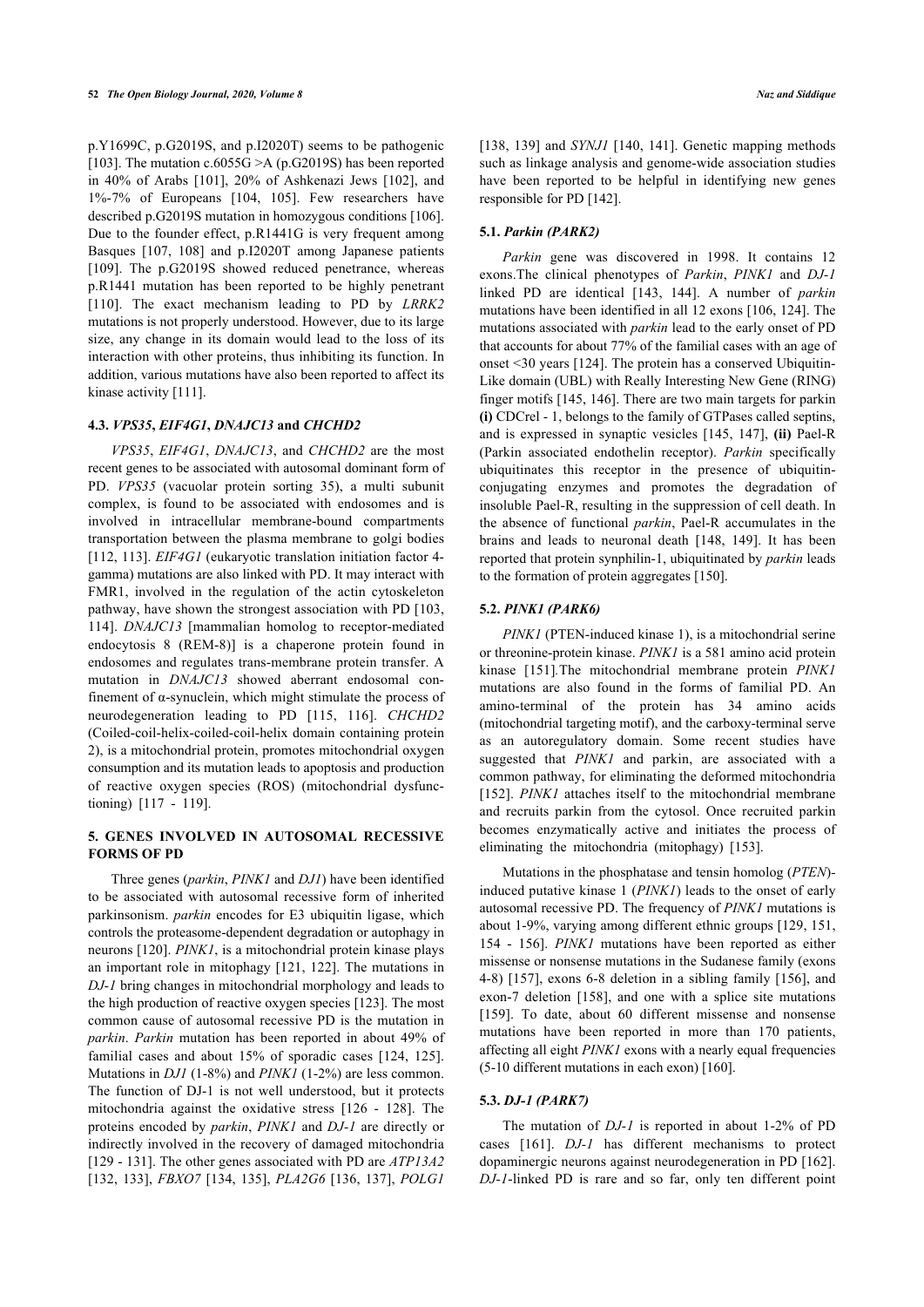p.Y1699C, p.G2019S, and p.I2020T) seems to be pathogenic [103]. The mutation c.6055G >A (p.G2019S) has been reported in 40% of Arabs [101], 20% of Ashkenazi Jews [102], and 1%-7% of Europeans [104, 105]. Few researchers have described p.G2019S mutation in homozygous conditions [106]. Due to the founder effect, p.R1441G is very frequent among Basques [107, 108] and p.I2020T among Japanese patients [109]. The p.G2019S showed reduced penetrance, whereas p.R1441 mutation has been reported to be highly penetrant [110]. The exact mechanism leading to PD by *LRRK2* mutations is not properly understood. However, due to its large size, any change in its domain would lead to the loss of its interaction with other proteins, thus inhibiting its function. In addition, various mutations have also been reported to affect its kinase activity [111].

### 4.3. *VPS35*, *EIF4G1*, *DNAJC13* and *CHCHD2*

*VPS35*, *EIF4G1*, *DNAJC13*, and *CHCHD2* are the most recent genes to be associated with autosomal dominant form of PD. *VPS35* (vacuolar protein sorting 35), a multi subunit complex, is found to be associated with endosomes and is involved in intracellular membrane-bound compartments transportation between the plasma membrane to golgi bodies [112, 113]. *EIF4G1* (eukaryotic translation initiation factor 4-gamma) mutations are also linked with PD. It may interact with FMR1, involved in the regulation of the actin cytoskeleton pathway, have shown the strongest association with PD [103, 114]. *DNAJC13* [mammalian homolog to receptor-mediated endocytosis 8 (REM-8)] is a chaperone protein found in endosomes and regulates trans-membrane protein transfer. A mutation in *DNAJC13* showed aberrant endosomal confinement of α-synuclein, which might stimulate the process of neurodegeneration leading to PD [115, 116]. *CHCHD2* (Coiled-coil-helix-coiled-coil-helix domain containing protein 2), is a mitochondrial protein, promotes mitochondrial oxygen consumption and its mutation leads to apoptosis and production of reactive oxygen species (ROS) (mitochondrial dysfunctioning) [117 - 119].

## 5. GENES INVOLVED IN AUTOSOMAL RECESSIVE FORMS OF PD

Three genes (*parkin*, *PINK1* and *DJ1*) have been identified to be associated with autosomal recessive form of inherited parkinsonism. *parkin* encodes for E3 ubiquitin ligase, which controls the proteasome-dependent degradation or autophagy in neurons [120]. *PINK1*, is a mitochondrial protein kinase plays an important role in mitophagy [121, 122]. The mutations in *DJ-1* bring changes in mitochondrial morphology and leads to the high production of reactive oxygen species [123]. The most common cause of autosomal recessive PD is the mutation in *parkin*. *Parkin* mutation has been reported in about 49% of familial cases and about 15% of sporadic cases [124, 125]. Mutations in *DJ1* (1-8%) and *PINK1* (1-2%) are less common. The function of DJ-1 is not well understood, but it protects mitochondria against the oxidative stress [126 - 128]. The proteins encoded by *parkin*, *PINK1* and *DJ-1* are directly or indirectly involved in the recovery of damaged mitochondria [129 - 131]. The other genes associated with PD are *ATP13A2* [132, 133], *FBXO7* [134, 135], *PLA2G6* [136, 137], *POLG1* [138, 139] and *SYNJ1* [140, 141]. Genetic mapping methods such as linkage analysis and genome-wide association studies have been reported to be helpful in identifying new genes responsible for PD [142].

### 5.1. *Parkin (PARK2)*

*Parkin* gene was discovered in 1998. It contains 12 exons.The clinical phenotypes of *Parkin*, *PINK1* and *DJ-1* linked PD are identical [143, 144]. A number of *parkin* mutations have been identified in all 12 exons [106, 124]. The mutations associated with *parkin* lead to the early onset of PD that accounts for about 77% of the familial cases with an age of onset <30 years [124]. The protein has a conserved Ubiquitin-Like domain (UBL) with Really Interesting New Gene (RING) finger motifs [145, 146]. There are two main targets for parkin **(i)** CDCrel - 1, belongs to the family of GTPases called septins, and is expressed in synaptic vesicles [145, 147], **(ii)** Pael-R (Parkin associated endothelin receptor). *Parkin* specifically ubiquitinates this receptor in the presence of ubiquitin-conjugating enzymes and promotes the degradation of insoluble Pael-R, resulting in the suppression of cell death. In the absence of functional *parkin*, Pael-R accumulates in the brains and leads to neuronal death [148, 149]. It has been reported that protein synphilin-1, ubiquitinated by *parkin* leads to the formation of protein aggregates [150].

### 5.2. *PINK1 (PARK6)*

*PINK1* (PTEN-induced kinase 1), is a mitochondrial serine or threonine-protein kinase. *PINK1* is a 581 amino acid protein kinase [151]. The mitochondrial membrane protein *PINK1* mutations are also found in the forms of familial PD. An amino-terminal of the protein has 34 amino acids (mitochondrial targeting motif), and the carboxy-terminal serve as an autoregulatory domain. Some recent studies have suggested that *PINK1* and parkin, are associated with a common pathway, for eliminating the deformed mitochondria [152]. *PINK1* attaches itself to the mitochondrial membrane and recruits parkin from the cytosol. Once recruited parkin becomes enzymatically active and initiates the process of eliminating the mitochondria (mitophagy) [153].

Mutations in the phosphatase and tensin homolog (*PTEN*)-induced putative kinase 1 (*PINK1*) leads to the onset of early autosomal recessive PD. The frequency of *PINK1* mutations is about 1-9%, varying among different ethnic groups [129, 151, 154 - 156]. *PINK1* mutations have been reported as either missense or nonsense mutations in the Sudanese family (exons 4-8) [157], exons 6-8 deletion in a sibling family [156], and exon-7 deletion [158], and one with a splice site mutations [159]. To date, about 60 different missense and nonsense mutations have been reported in more than 170 patients, affecting all eight *PINK1* exons with a nearly equal frequencies (5-10 different mutations in each exon) [160].

### 5.3. *DJ-1 (PARK7)*

The mutation of *DJ-1* is reported in about 1-2% of PD cases [161]. *DJ-1* has different mechanisms to protect dopaminergic neurons against neurodegeneration in PD [162]. *DJ-1*-linked PD is rare and so far, only ten different point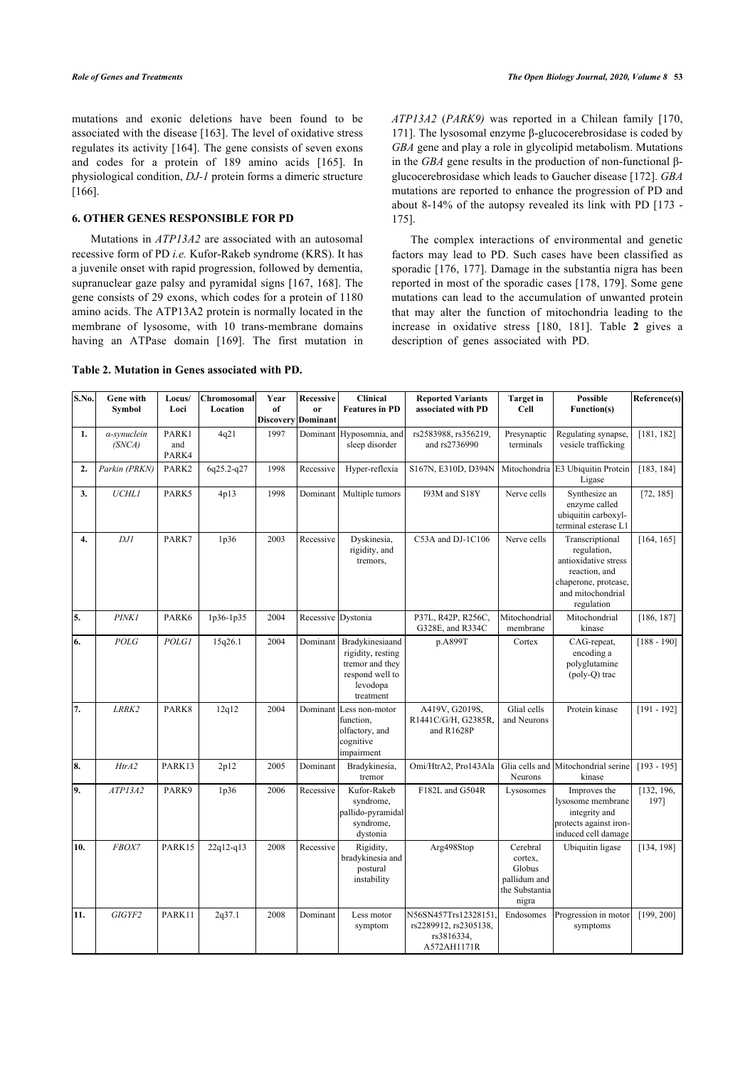mutations and exonic deletions have been found to be associated with the disease [163]. The level of oxidative stress regulates its activity [164]. The gene consists of seven exons and codes for a protein of 189 amino acids [165]. In physiological condition, *DJ-1* protein forms a dimeric structure [166].

## 6. OTHER GENES RESPONSIBLE FOR PD

Mutations in *ATP13A2* are associated with an autosomal recessive form of PD *i.e.* Kufor-Rakeb syndrome (KRS). It has a juvenile onset with rapid progression, followed by dementia, supranuclear gaze palsy and pyramidal signs [167, 168]. The gene consists of 29 exons, which codes for a protein of 1180 amino acids. The ATP13A2 protein is normally located in the membrane of lysosome, with 10 trans-membrane domains having an ATPase domain [169]. The first mutation in *ATP13A2* (*PARK9)* was reported in a Chilean family [170, 171]. The lysosomal enzyme β-glucocerebrosidase is coded by *GBA* gene and play a role in glycolipid metabolism. Mutations in the *GBA* gene results in the production of non-functional β-glucocerebrosidase which leads to Gaucher disease [172]. *GBA* mutations are reported to enhance the progression of PD and about 8-14% of the autopsy revealed its link with PD [173 - 175].

The complex interactions of environmental and genetic factors may lead to PD. Such cases have been classified as sporadic [176, 177]. Damage in the substantia nigra has been reported in most of the sporadic cases [178, 179]. Some gene mutations can lead to the accumulation of unwanted protein that may alter the function of mitochondria leading to the increase in oxidative stress [180, 181]. Table **2** gives a description of genes associated with PD.

**Table 2. Mutation in Genes associated with PD.**

| S.No. | Gene with Symbol | Locus/ Loci | Chromosomal Location | Year of Discovery | Recessive or Dominant | Clinical Features in PD | Reported Variants associated with PD | Target in Cell | Possible Function(s) | Reference(s) |
|---|---|---|---|---|---|---|---|---|---|---|
| **1.** | *α-synuclein (SNCA)* | PARK1 and PARK4 | 4q21 | 1997 | Dominant | Hyposomnia, and sleep disorder | rs2583988, rs356219, and rs2736990 | Presynaptic terminals | Regulating synapse, vesicle trafficking | [181, 182] |
| **2.** | *Parkin (PRKN)* | PARK2 | 6q25.2-q27 | 1998 | Recessive | Hyper-reflexia | S167N, E310D, D394N | Mitochondria | E3 Ubiquitin Protein Ligase | [183, 184] |
| **3.** | *UCHL1* | PARK5 | 4p13 | 1998 | Dominant | Multiple tumors | I93M and S18Y | Nerve cells | Synthesize an enzyme called ubiquitin carboxyl-terminal esterase L1 | [72, 185] |
| **4.** | *DJ1* | PARK7 | 1p36 | 2003 | Recessive | Dyskinesia, rigidity, and tremors, | C53A and DJ-1C106 | Nerve cells | Transcriptional regulation, antioxidative stress reaction, and chaperone, protease, and mitochondrial regulation | [164, 165] |
| **5.** | *PINK1* | PARK6 | 1p36-1p35 | 2004 | Recessive | Dystonia | P37L, R42P, R256C, G328E, and R334C | Mitochondrial membrane | Mitochondrial kinase | [186, 187] |
| **6.** | *POLG* | *POLG1* | 15q26.1 | 2004 | Dominant | Bradykinesiaand rigidity, resting tremor and they respond well to levodopa treatment | p.A899T | Cortex | CAG-repeat, encoding a polyglutamine (poly-Q) trac | [188 - 190] |
| **7.** | *LRRK2* | PARK8 | 12q12 | 2004 | Dominant | Less non-motor function, olfactory, and cognitive impairment | A419V, G2019S, R1441C/G/H, G2385R, and R1628P | Glial cells and Neurons | Protein kinase | [191 - 192] |
| **8.** | *HtrA2* | PARK13 | 2p12 | 2005 | Dominant | Bradykinesia, tremor | Omi/HtrA2, Pro143Ala | Glia cells and Neurons | Mitochondrial serine kinase | [193 - 195] |
| **9.** | *ATP13A2* | PARK9 | 1p36 | 2006 | Recessive | Kufor-Rakeb syndrome, pallido-pyramidal syndrome, dystonia | F182L and G504R | Lysosomes | Improves the lysosome membrane integrity and protects against iron-induced cell damage | [132, 196, 197] |
| **10.** | *FBOX7* | PARK15 | 22q12-q13 | 2008 | Recessive | Rigidity, bradykinesia and postural instability | Arg498Stop | Cerebral cortex, Globus pallidum and the Substantia nigra | Ubiquitin ligase | [134, 198] |
| **11.** | *GIGYF2* | PARK11 | 2q37.1 | 2008 | Dominant | Less motor symptom | N56SN457Trs12328151, rs2289912, rs2305138, rs3816334, A572AH1171R | Endosomes | Progression in motor symptoms | [199, 200] |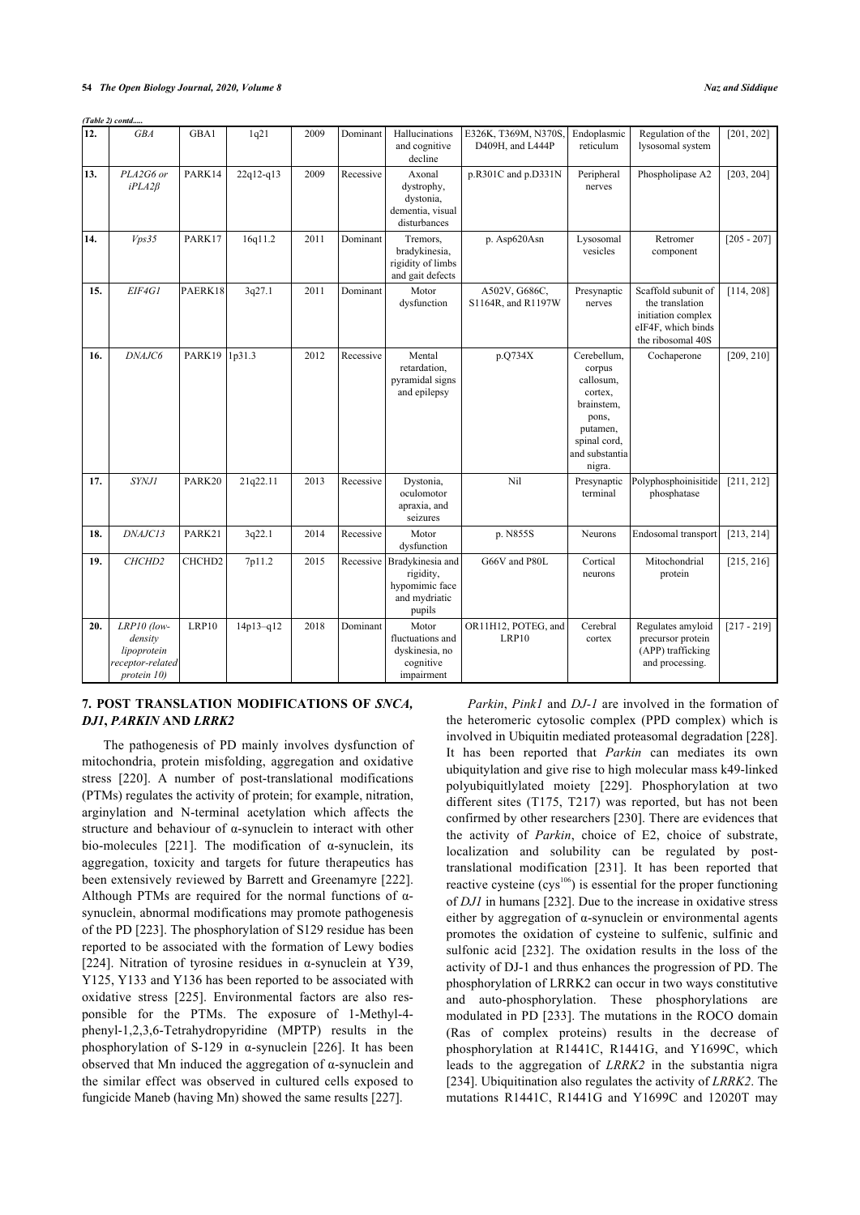*(Table 2) contd.....*

| 12. | *GBA* | GBA1 | 1q21 | 2009 | Dominant | Hallucinations and cognitive decline | E326K, T369M, N370S, D409H, and L444P | Endoplasmic reticulum | Regulation of the lysosomal system | [201, 202] |
|---|---|---|---|---|---|---|---|---|---|---|
| 13. | *PLA2G6 or iPLA2β* | PARK14 | 22q12-q13 | 2009 | Recessive | Axonal dystrophy, dystonia, dementia, visual disturbances | p.R301C and p.D331N | Peripheral nerves | Phospholipase A2 | [203, 204] |
| 14. | *Vps35* | PARK17 | 16q11.2 | 2011 | Dominant | Tremors, bradykinesia, rigidity of limbs and gait defects | p. Asp620Asn | Lysosomal vesicles | Retromer component | [205 - 207] |
| 15. | *EIF4G1* | PAERK18 | 3q27.1 | 2011 | Dominant | Motor dysfunction | A502V, G686C, S1164R, and R1197W | Presynaptic nerves | Scaffold subunit of the translation initiation complex eIF4F, which binds the ribosomal 40S | [114, 208] |
| 16. | *DNAJC6* | PARK19 | 1p31.3 | 2012 | Recessive | Mental retardation, pyramidal signs and epilepsy | p.Q734X | Cerebellum, corpus callosum, cortex, brainstem, pons, putamen, spinal cord, and substantia nigra. | Cochaperone | [209, 210] |
| 17. | *SYNJ1* | PARK20 | 21q22.11 | 2013 | Recessive | Dystonia, oculomotor apraxia, and seizures | Nil | Presynaptic terminal | Polyphosphoinisitide phosphatase | [211, 212] |
| 18. | *DNAJC13* | PARK21 | 3q22.1 | 2014 | Recessive | Motor dysfunction | p. N855S | Neurons | Endosomal transport | [213, 214] |
| 19. | *CHCHD2* | CHCHD2 | 7p11.2 | 2015 | Recessive | Bradykinesia and rigidity, hypomimic face and mydriatic pupils | G66V and P80L | Cortical neurons | Mitochondrial protein | [215, 216] |
| 20. | *LRP10 (low-density lipoprotein receptor-related protein 10)* | LRP10 | 14p13–q12 | 2018 | Dominant | Motor fluctuations and dyskinesia, no cognitive impairment | OR11H12, POTEG, and LRP10 | Cerebral cortex | Regulates amyloid precursor protein (APP) trafficking and processing. | [217 - 219] |

## 7. POST TRANSLATION MODIFICATIONS OF *SNCA*, *DJ1*, *PARKIN* AND *LRRK2*

The pathogenesis of PD mainly involves dysfunction of mitochondria, protein misfolding, aggregation and oxidative stress [220]. A number of post-translational modifications (PTMs) regulates the activity of protein; for example, nitration, arginylation and N-terminal acetylation which affects the structure and behaviour of α-synuclein to interact with other bio-molecules [221]. The modification of α-synuclein, its aggregation, toxicity and targets for future therapeutics has been extensively reviewed by Barrett and Greenamyre [222]. Although PTMs are required for the normal functions of α-synuclein, abnormal modifications may promote pathogenesis of the PD [223]. The phosphorylation of S129 residue has been reported to be associated with the formation of Lewy bodies [224]. Nitration of tyrosine residues in α-synuclein at Y39, Y125, Y133 and Y136 has been reported to be associated with oxidative stress [225]. Environmental factors are also responsible for the PTMs. The exposure of 1-Methyl-4-phenyl-1,2,3,6-Tetrahydropyridine (MPTP) results in the phosphorylation of S-129 in α-synuclein [226]. It has been observed that Mn induced the aggregation of α-synuclein and the similar effect was observed in cultured cells exposed to fungicide Maneb (having Mn) showed the same results [227].

*Parkin*, *Pink1* and *DJ-1* are involved in the formation of the heteromeric cytosolic complex (PPD complex) which is involved in Ubiquitin mediated proteasomal degradation [228]. It has been reported that *Parkin* can mediates its own ubiquitylation and give rise to high molecular mass k49-linked polyubiquitlylated moiety [229]. Phosphorylation at two different sites (T175, T217) was reported, but has not been confirmed by other researchers [230]. There are evidences that the activity of *Parkin*, choice of E2, choice of substrate, localization and solubility can be regulated by post-translational modification [231]. It has been reported that reactive cysteine (cys[106]) is essential for the proper functioning of *DJ1* in humans [232]. Due to the increase in oxidative stress either by aggregation of α-synuclein or environmental agents promotes the oxidation of cysteine to sulfenic, sulfinic and sulfonic acid [232]. The oxidation results in the loss of the activity of DJ-1 and thus enhances the progression of PD. The phosphorylation of LRRK2 can occur in two ways constitutive and auto-phosphorylation. These phosphorylations are modulated in PD [233]. The mutations in the ROCO domain (Ras of complex proteins) results in the decrease of phosphorylation at R1441C, R1441G, and Y1699C, which leads to the aggregation of *LRRK2* in the substantia nigra [234]. Ubiquitination also regulates the activity of *LRRK2*. The mutations R1441C, R1441G and Y1699C and 12020T may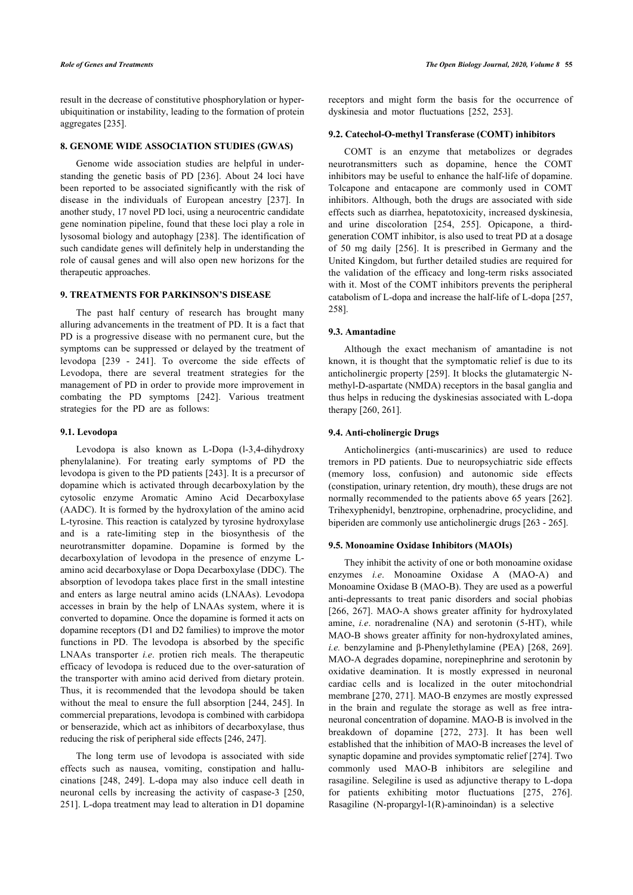result in the decrease of constitutive phosphorylation or hyper-ubiquitination or instability, leading to the formation of protein aggregates [235].

## 8. GENOME WIDE ASSOCIATION STUDIES (GWAS)

Genome wide association studies are helpful in understanding the genetic basis of PD [236]. About 24 loci have been reported to be associated significantly with the risk of disease in the individuals of European ancestry [237]. In another study, 17 novel PD loci, using a neurocentric candidate gene nomination pipeline, found that these loci play a role in lysosomal biology and autophagy [238]. The identification of such candidate genes will definitely help in understanding the role of causal genes and will also open new horizons for the therapeutic approaches.

## 9. TREATMENTS FOR PARKINSON'S DISEASE

The past half century of research has brought many alluring advancements in the treatment of PD. It is a fact that PD is a progressive disease with no permanent cure, but the symptoms can be suppressed or delayed by the treatment of levodopa [239 - 241]. To overcome the side effects of Levodopa, there are several treatment strategies for the management of PD in order to provide more improvement in combating the PD symptoms [242]. Various treatment strategies for the PD are as follows:

### 9.1. Levodopa

Levodopa is also known as L-Dopa (l-3,4-dihydroxy phenylalanine). For treating early symptoms of PD the levodopa is given to the PD patients [243]. It is a precursor of dopamine which is activated through decarboxylation by the cytosolic enzyme Aromatic Amino Acid Decarboxylase (AADC). It is formed by the hydroxylation of the amino acid L-tyrosine. This reaction is catalyzed by tyrosine hydroxylase and is a rate-limiting step in the biosynthesis of the neurotransmitter dopamine. Dopamine is formed by the decarboxylation of levodopa in the presence of enzyme L-amino acid decarboxylase or Dopa Decarboxylase (DDC). The absorption of levodopa takes place first in the small intestine and enters as large neutral amino acids (LNAAs). Levodopa accesses in brain by the help of LNAAs system, where it is converted to dopamine. Once the dopamine is formed it acts on dopamine receptors (D1 and D2 families) to improve the motor functions in PD. The levodopa is absorbed by the specific LNAAs transporter *i.e*. protien rich meals. The therapeutic efficacy of levodopa is reduced due to the over-saturation of the transporter with amino acid derived from dietary protein. Thus, it is recommended that the levodopa should be taken without the meal to ensure the full absorption [244, 245]. In commercial preparations, levodopa is combined with carbidopa or benserazide, which act as inhibitors of decarboxylase, thus reducing the risk of peripheral side effects [246, 247].

The long term use of levodopa is associated with side effects such as nausea, vomiting, constipation and hallucinations [248, 249]. L-dopa may also induce cell death in neuronal cells by increasing the activity of caspase-3 [250, 251]. L-dopa treatment may lead to alteration in D1 dopamine receptors and might form the basis for the occurrence of dyskinesia and motor fluctuations [252, 253].

### 9.2. Catechol-O-methyl Transferase (COMT) inhibitors

COMT is an enzyme that metabolizes or degrades neurotransmitters such as dopamine, hence the COMT inhibitors may be useful to enhance the half-life of dopamine. Tolcapone and entacapone are commonly used in COMT inhibitors. Although, both the drugs are associated with side effects such as diarrhea, hepatotoxicity, increased dyskinesia, and urine discoloration [254, 255]. Opicapone, a third-generation COMT inhibitor, is also used to treat PD at a dosage of 50 mg daily [256]. It is prescribed in Germany and the United Kingdom, but further detailed studies are required for the validation of the efficacy and long-term risks associated with it. Most of the COMT inhibitors prevents the peripheral catabolism of L-dopa and increase the half-life of L-dopa [257, 258].

### 9.3. Amantadine

Although the exact mechanism of amantadine is not known, it is thought that the symptomatic relief is due to its anticholinergic property [259]. It blocks the glutamatergic N-methyl-D-aspartate (NMDA) receptors in the basal ganglia and thus helps in reducing the dyskinesias associated with L-dopa therapy [260, 261].

### 9.4. Anti-cholinergic Drugs

Anticholinergics (anti-muscarinics) are used to reduce tremors in PD patients. Due to neuropsychiatric side effects (memory loss, confusion) and autonomic side effects (constipation, urinary retention, dry mouth), these drugs are not normally recommended to the patients above 65 years [262]. Trihexyphenidyl, benztropine, orphenadrine, procyclidine, and biperiden are commonly use anticholinergic drugs [263 - 265].

### 9.5. Monoamine Oxidase Inhibitors (MAOIs)

They inhibit the activity of one or both monoamine oxidase enzymes *i.e*. Monoamine Oxidase A (MAO-A) and Monoamine Oxidase B (MAO-B). They are used as a powerful anti-depressants to treat panic disorders and social phobias [266, 267]. MAO-A shows greater affinity for hydroxylated amine, *i.e*. noradrenaline (NA) and serotonin (5-HT), while MAO-B shows greater affinity for non-hydroxylated amines, *i.e*. benzylamine and β-Phenylethylamine (PEA) [268, 269]. MAO-A degrades dopamine, norepinephrine and serotonin by oxidative deamination. It is mostly expressed in neuronal cardiac cells and is localized in the outer mitochondrial membrane [270, 271]. MAO-B enzymes are mostly expressed in the brain and regulate the storage as well as free intra-neuronal concentration of dopamine. MAO-B is involved in the breakdown of dopamine [272, 273]. It has been well established that the inhibition of MAO-B increases the level of synaptic dopamine and provides symptomatic relief [274]. Two commonly used MAO-B inhibitors are selegiline and rasagiline. Selegiline is used as adjunctive therapy to L-dopa for patients exhibiting motor fluctuations [275, 276]. Rasagiline (N-propargyl-1(R)-aminoindan) is a selective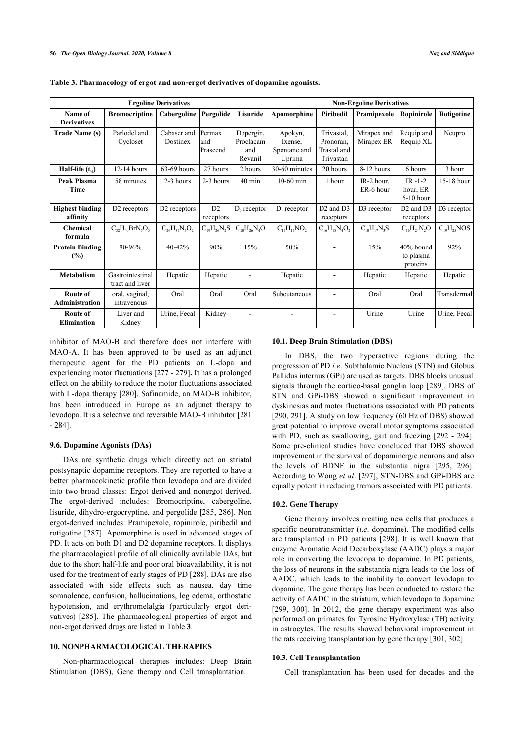**Table 3. Pharmacology of ergot and non-ergot derivatives of dopamine agonists.**

| | Ergoline Derivatives | | | | Non-Ergoline Derivatives | | | | |
|---|---|---|---|---|---|---|---|---|---|
| **Name of Derivatives** | **Bromocriptine** | **Cabergoline** | **Pergolide** | **Lisuride** | **Apomorphine** | **Piribedil** | **Pramipexole** | **Ropinirole** | **Rotigotine** |
| **Trade Name (s)** | Parlodel and Cycloset | Cabaser and Dostinex | Permax and Prascend | Dopergin, Proclacam and Revanil | Apokyn, Ixense, Spontane and Uprima | Trivastal, Pronoran, Trastal and Trivastan | Mirapex and Mirapex ER | Requip and Requip XL | Neupro |
| **Half-life ($t_{½}$)** | 12-14 hours | 63-69 hours | 27 hours | 2 hours | 30-60 minutes | 20 hours | 8-12 hours | 6 hours | 3 hour |
| **Peak Plasma Time** | 58 minutes | 2-3 hours | 2-3 hours | 40 min | 10-60 min | 1 hour | IR-2 hour, ER-6 hour | IR -1-2 hour, ER 6-10 hour | 15-18 hour |
| **Highest binding affinity** | D2 receptors | D2 receptors | D2 receptors | $D_2$ receptor | $D_2$ receptor | D2 and D3 receptors | D3 receptor | D2 and D3 receptors | D3 receptor |
| **Chemical formula** | $C_{32}H_{40}BrN_5O_5$ | $C_{26}H_{37}N_5O_2$ | $C_{19}H_{26}N_2S$ | $C_{20}H_{26}N_4O$ | $C_{17}H_{17}NO_2$ | $C_{16}H_{18}N_4O_2$ | $C_{10}H_{17}N_3S$ | $C_{16}H_{24}N_2O$ | $C_{19}H_{25}NOS$ |
| **Protein Binding (%)** | 90-96% | 40-42% | 90% | 15% | 50% | - | 15% | 40% bound to plasma proteins | 92% |
| **Metabolism** | Gastrointestinal tract and liver | Hepatic | Hepatic | - | Hepatic | - | Hepatic | Hepatic | Hepatic |
| **Route of Administration** | oral, vaginal, intravenous | Oral | Oral | Oral | Subcutaneous | - | Oral | Oral | Transdermal |
| **Route of Elimination** | Liver and Kidney | Urine, Fecal | Kidney | - | - | - | Urine | Urine | Urine, Fecal |

inhibitor of MAO-B and therefore does not interfere with MAO-A. It has been approved to be used as an adjunct therapeutic agent for the PD patients on L-dopa and experiencing motor fluctuations [277 - 279]**.** It has a prolonged effect on the ability to reduce the motor fluctuations associated with L-dopa therapy [280]. Safinamide, an MAO-B inhibitor, has been introduced in Europe as an adjunct therapy to levodopa. It is a selective and reversible MAO-B inhibitor [281 - 284].

### 9.6. Dopamine Agonists (DAs)

DAs are synthetic drugs which directly act on striatal postsynaptic dopamine receptors. They are reported to have a better pharmacokinetic profile than levodopa and are divided into two broad classes: Ergot derived and nonergot derived. The ergot-derived includes: Bromocriptine, cabergoline, lisuride, dihydro-ergocryptine, and pergolide [285, 286]. Non ergot-derived includes: Pramipexole, ropinirole, piribedil and rotigotine [287]. Apomorphine is used in advanced stages of PD. It acts on both D1 and D2 dopamine receptors. It displays the pharmacological profile of all clinically available DAs, but due to the short half-life and poor oral bioavailability, it is not used for the treatment of early stages of PD [288]. DAs are also associated with side effects such as nausea, day time somnolence, confusion, hallucinations, leg edema, orthostatic hypotension, and erythromelalgia (particularly ergot derivatives) [285]. The pharmacological properties of ergot and non-ergot derived drugs are listed in Table **3**.

## 10. NONPHARMACOLOGICAL THERAPIES

Non-pharmacological therapies includes: Deep Brain Stimulation (DBS), Gene therapy and Cell transplantation.

### 10.1. Deep Brain Stimulation (DBS)

In DBS, the two hyperactive regions during the progression of PD *i.e*. Subthalamic Nucleus (STN) and Globus Pallidus internus (GPi) are used as targets. DBS blocks unusual signals through the cortico-basal ganglia loop [289]. DBS of STN and GPi-DBS showed a significant improvement in dyskinesias and motor fluctuations associated with PD patients [290, 291]. A study on low frequency (60 Hz of DBS) showed great potential to improve overall motor symptoms associated with PD, such as swallowing, gait and freezing [292 - 294]. Some pre-clinical studies have concluded that DBS showed improvement in the survival of dopaminergic neurons and also the levels of BDNF in the substantia nigra [295, 296]. According to Wong *et al*. [297], STN-DBS and GPi-DBS are equally potent in reducing tremors associated with PD patients.

### 10.2. Gene Therapy

Gene therapy involves creating new cells that produces a specific neurotransmitter (*i.e*. dopamine). The modified cells are transplanted in PD patients [298]. It is well known that enzyme Aromatic Acid Decarboxylase (AADC) plays a major role in converting the levodopa to dopamine. In PD patients, the loss of neurons in the substantia nigra leads to the loss of AADC, which leads to the inability to convert levodopa to dopamine. The gene therapy has been conducted to restore the activity of AADC in the striatum, which levodopa to dopamine [299, 300]. In 2012, the gene therapy experiment was also performed on primates for Tyrosine Hydroxylase (TH) activity in astrocytes. The results showed behavioral improvement in the rats receiving transplantation by gene therapy [301, 302].

### 10.3. Cell Transplantation

Cell transplantation has been used for decades and the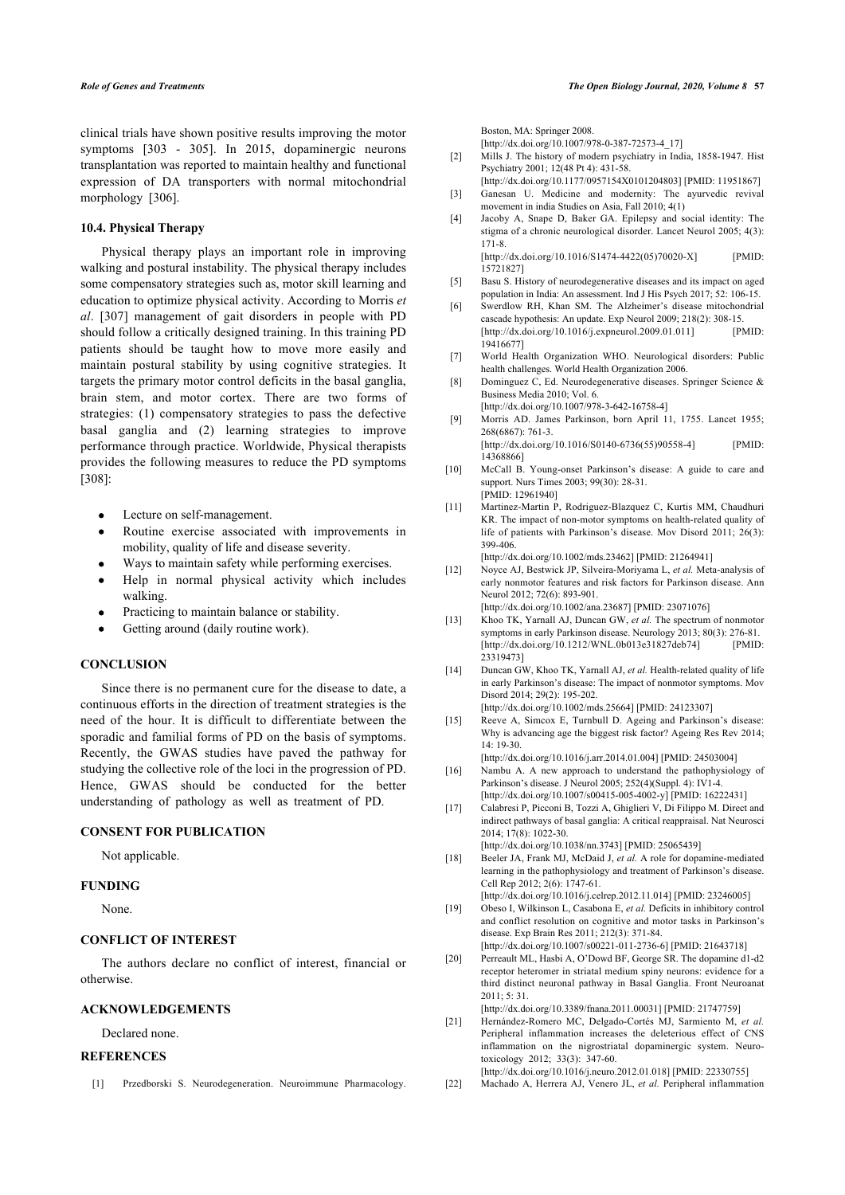clinical trials have shown positive results improving the motor symptoms [303 - 305]. In 2015, dopaminergic neurons transplantation was reported to maintain healthy and functional expression of DA transporters with normal mitochondrial morphology [306].

### 10.4. Physical Therapy

Physical therapy plays an important role in improving walking and postural instability. The physical therapy includes some compensatory strategies such as, motor skill learning and education to optimize physical activity. According to Morris *et al*. [307] management of gait disorders in people with PD should follow a critically designed training. In this training PD patients should be taught how to move more easily and maintain postural stability by using cognitive strategies. It targets the primary motor control deficits in the basal ganglia, brain stem, and motor cortex. There are two forms of strategies: (1) compensatory strategies to pass the defective basal ganglia and (2) learning strategies to improve performance through practice. Worldwide, Physical therapists provides the following measures to reduce the PD symptoms [308]:

- Lecture on self-management.
- Routine exercise associated with improvements in mobility, quality of life and disease severity.
- Ways to maintain safety while performing exercises.
- Help in normal physical activity which includes walking.
- Practicing to maintain balance or stability.
- Getting around (daily routine work).

## CONCLUSION

Since there is no permanent cure for the disease to date, a continuous efforts in the direction of treatment strategies is the need of the hour. It is difficult to differentiate between the sporadic and familial forms of PD on the basis of symptoms. Recently, the GWAS studies have paved the pathway for studying the collective role of the loci in the progression of PD. Hence, GWAS should be conducted for the better understanding of pathology as well as treatment of PD.

## CONSENT FOR PUBLICATION

Not applicable.

## FUNDING

None.

## CONFLICT OF INTEREST

The authors declare no conflict of interest, financial or otherwise.

## ACKNOWLEDGEMENTS

Declared none.

## REFERENCES

[1] Przedborski S. Neurodegeneration. Neuroimmune Pharmacology. Boston, MA: Springer 2008. [http://dx.doi.org/10.1007/978-0-387-72573-4_17]

[2] Mills J. The history of modern psychiatry in India, 1858-1947. Hist Psychiatry 2001; 12(48 Pt 4): 431-58. [http://dx.doi.org/10.1177/0957154X0101204803] [PMID: 11951867]

[3] Ganesan U. Medicine and modernity: The ayurvedic revival movement in india Studies on Asia, Fall 2010; 4(1)

[4] Jacoby A, Snape D, Baker GA. Epilepsy and social identity: The stigma of a chronic neurological disorder. Lancet Neurol 2005; 4(3): 171-8. [http://dx.doi.org/10.1016/S1474-4422(05)70020-X] [PMID: 15721827]

[5] Basu S. History of neurodegenerative diseases and its impact on aged population in India: An assessment. Ind J His Psych 2017; 52: 106-15.

[6] Swerdlow RH, Khan SM. The Alzheimer's disease mitochondrial cascade hypothesis: An update. Exp Neurol 2009; 218(2): 308-15. [http://dx.doi.org/10.1016/j.expneurol.2009.01.011] [PMID: 19416677]

[7] World Health Organization WHO. Neurological disorders: Public health challenges. World Health Organization 2006.

[8] Dominguez C, Ed. Neurodegenerative diseases. Springer Science & Business Media 2010; Vol. 6. [http://dx.doi.org/10.1007/978-3-642-16758-4]

[9] Morris AD. James Parkinson, born April 11, 1755. Lancet 1955; 268(6867): 761-3. [http://dx.doi.org/10.1016/S0140-6736(55)90558-4] [PMID: 14368866]

[10] McCall B. Young-onset Parkinson's disease: A guide to care and support. Nurs Times 2003; 99(30): 28-31. [PMID: 12961940]

[11] Martinez-Martin P, Rodriguez-Blazquez C, Kurtis MM, Chaudhuri KR. The impact of non-motor symptoms on health-related quality of life of patients with Parkinson's disease. Mov Disord 2011; 26(3): 399-406. [http://dx.doi.org/10.1002/mds.23462] [PMID: 21264941]

[12] Noyce AJ, Bestwick JP, Silveira-Moriyama L, *et al.* Meta-analysis of early nonmotor features and risk factors for Parkinson disease. Ann Neurol 2012; 72(6): 893-901. [http://dx.doi.org/10.1002/ana.23687] [PMID: 23071076]

[13] Khoo TK, Yarnall AJ, Duncan GW, *et al.* The spectrum of nonmotor symptoms in early Parkinson disease. Neurology 2013; 80(3): 276-81. [http://dx.doi.org/10.1212/WNL.0b013e31827deb74] [PMID: 23319473]

[14] Duncan GW, Khoo TK, Yarnall AJ, *et al.* Health-related quality of life in early Parkinson's disease: The impact of nonmotor symptoms. Mov Disord 2014; 29(2): 195-202. [http://dx.doi.org/10.1002/mds.25664] [PMID: 24123307]

[15] Reeve A, Simcox E, Turnbull D. Ageing and Parkinson's disease: Why is advancing age the biggest risk factor? Ageing Res Rev 2014; 14: 19-30. [http://dx.doi.org/10.1016/j.arr.2014.01.004] [PMID: 24503004]

[16] Nambu A. A new approach to understand the pathophysiology of Parkinson's disease. J Neurol 2005; 252(4)(Suppl. 4): IV1-4. [http://dx.doi.org/10.1007/s00415-005-4002-y] [PMID: 16222431]

[17] Calabresi P, Picconi B, Tozzi A, Ghiglieri V, Di Filippo M. Direct and indirect pathways of basal ganglia: A critical reappraisal. Nat Neurosci 2014; 17(8): 1022-30. [http://dx.doi.org/10.1038/nn.3743] [PMID: 25065439]

[18] Beeler JA, Frank MJ, McDaid J, *et al.* A role for dopamine-mediated learning in the pathophysiology and treatment of Parkinson's disease. Cell Rep 2012; 2(6): 1747-61. [http://dx.doi.org/10.1016/j.celrep.2012.11.014] [PMID: 23246005]

[19] Obeso I, Wilkinson L, Casabona E, *et al.* Deficits in inhibitory control and conflict resolution on cognitive and motor tasks in Parkinson's disease. Exp Brain Res 2011; 212(3): 371-84. [http://dx.doi.org/10.1007/s00221-011-2736-6] [PMID: 21643718]

[20] Perreault ML, Hasbi A, O'Dowd BF, George SR. The dopamine d1-d2 receptor heteromer in striatal medium spiny neurons: evidence for a third distinct neuronal pathway in Basal Ganglia. Front Neuroanat 2011; 5: 31. [http://dx.doi.org/10.3389/fnana.2011.00031] [PMID: 21747759]

[21] Hernández-Romero MC, Delgado-Cortés MJ, Sarmiento M, *et al.* Peripheral inflammation increases the deleterious effect of CNS inflammation on the nigrostriatal dopaminergic system. Neurotoxicology 2012; 33(3): 347-60. [http://dx.doi.org/10.1016/j.neuro.2012.01.018] [PMID: 22330755]

[22] Machado A, Herrera AJ, Venero JL, *et al.* Peripheral inflammation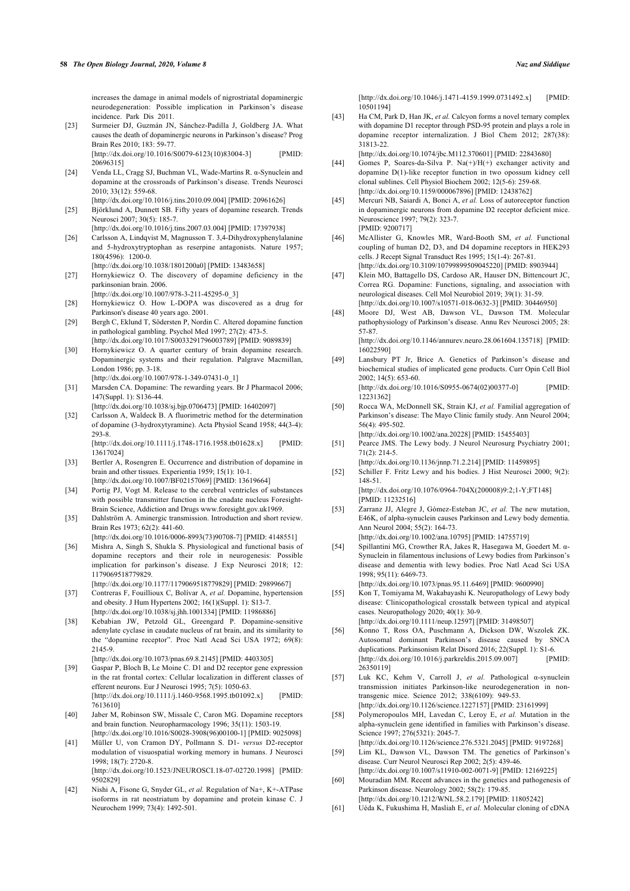increases the damage in animal models of nigrostriatal dopaminergic neurodegeneration: Possible implication in Parkinson's disease incidence. Park Dis 2011.

[23] Surmeier DJ, Guzmán JN, Sánchez-Padilla J, Goldberg JA. What causes the death of dopaminergic neurons in Parkinson's disease? Prog Brain Res 2010; 183: 59-77. [http://dx.doi.org/10.1016/S0079-6123(10)83004-3] [PMID: 20696315]

[24] Venda LL, Cragg SJ, Buchman VL, Wade-Martins R. α-Synuclein and dopamine at the crossroads of Parkinson's disease. Trends Neurosci 2010; 33(12): 559-68. [http://dx.doi.org/10.1016/j.tins.2010.09.004] [PMID: 20961626]

[25] Björklund A, Dunnett SB. Fifty years of dopamine research. Trends Neurosci 2007; 30(5): 185-7. [http://dx.doi.org/10.1016/j.tins.2007.03.004] [PMID: 17397938]

[26] Carlsson A, Lindqvist M, Magnusson T. 3,4-Dihydroxyphenylalanine and 5-hydroxytryptophan as reserpine antagonists. Nature 1957; 180(4596): 1200-0. [http://dx.doi.org/10.1038/1801200a0] [PMID: 13483658]

[27] Hornykiewicz O. The discovery of dopamine deficiency in the parkinsonian brain. 2006. [http://dx.doi.org/10.1007/978-3-211-45295-0_3]

[28] Hornykiewicz O. How L-DOPA was discovered as a drug for Parkinson's disease 40 years ago. 2001.

[29] Bergh C, Eklund T, Södersten P, Nordin C. Altered dopamine function in pathological gambling. Psychol Med 1997; 27(2): 473-5. [http://dx.doi.org/10.1017/S0033291796003789] [PMID: 9089839]

[30] Hornykiewicz O. A quarter century of brain dopamine research. Dopaminergic systems and their regulation. Palgrave Macmillan, London 1986; pp. 3-18. [http://dx.doi.org/10.1007/978-1-349-07431-0_1]

[31] Marsden CA. Dopamine: The rewarding years. Br J Pharmacol 2006; 147(Suppl. 1): S136-44. [http://dx.doi.org/10.1038/sj.bjp.0706473] [PMID: 16402097]

[32] Carlsson A, Waldeck B. A fluorimetric method for the determination of dopamine (3-hydroxytyramine). Acta Physiol Scand 1958; 44(3-4): 293-8. [http://dx.doi.org/10.1111/j.1748-1716.1958.tb01628.x] [PMID: 13617024]

[33] Bertler A, Rosengren E. Occurrence and distribution of dopamine in brain and other tissues. Experientia 1959; 15(1): 10-1. [http://dx.doi.org/10.1007/BF02157069] [PMID: 13619664]

[34] Portig PJ, Vogt M. Release to the cerebral ventricles of substances with possible transmitter function in the cnadate nucleus Foresight-Brain Science, Addiction and Drugs www.foresight.gov.uk1969.

[35] Dahlström A. Aminergic transmission. Introduction and short review. Brain Res 1973; 62(2): 441-60. [http://dx.doi.org/10.1016/0006-8993(73)90708-7] [PMID: 4148551]

[36] Mishra A, Singh S, Shukla S. Physiological and functional basis of dopamine receptors and their role in neurogenesis: Possible implication for parkinson's disease. J Exp Neurosci 2018; 12: 1179069518779829. [http://dx.doi.org/10.1177/1179069518779829] [PMID: 29899667]

[37] Contreras F, Fouillioux C, Bolívar A, *et al.* Dopamine, hypertension and obesity. J Hum Hypertens 2002; 16(1)(Suppl. 1): S13-7. [http://dx.doi.org/10.1038/sj.jhh.1001334] [PMID: 11986886]

[38] Kebabian JW, Petzold GL, Greengard P. Dopamine-sensitive adenylate cyclase in caudate nucleus of rat brain, and its similarity to the "dopamine receptor". Proc Natl Acad Sci USA 1972; 69(8): 2145-9. [http://dx.doi.org/10.1073/pnas.69.8.2145] [PMID: 4403305]

[39] Gaspar P, Bloch B, Le Moine C. D1 and D2 receptor gene expression in the rat frontal cortex: Cellular localization in different classes of efferent neurons. Eur J Neurosci 1995; 7(5): 1050-63. [http://dx.doi.org/10.1111/j.1460-9568.1995.tb01092.x] [PMID: 7613610]

[40] Jaber M, Robinson SW, Missale C, Caron MG. Dopamine receptors and brain function. Neuropharmacology 1996; 35(11): 1503-19. [http://dx.doi.org/10.1016/S0028-3908(96)00100-1] [PMID: 9025098]

[41] Müller U, von Cramon DY, Pollmann S. D1- *versus* D2-receptor modulation of visuospatial working memory in humans. J Neurosci 1998; 18(7): 2720-8. [http://dx.doi.org/10.1523/JNEUROSCI.18-07-02720.1998] [PMID: 9502829]

[42] Nishi A, Fisone G, Snyder GL, *et al.* Regulation of Na+, K+-ATPase isoforms in rat neostriatum by dopamine and protein kinase C. J Neurochem 1999; 73(4): 1492-501. [http://dx.doi.org/10.1046/j.1471-4159.1999.0731492.x] [PMID: 10501194]

[43] Ha CM, Park D, Han JK, *et al.* Calcyon forms a novel ternary complex with dopamine D1 receptor through PSD-95 protein and plays a role in dopamine receptor internalization. J Biol Chem 2012; 287(38): 31813-22. [http://dx.doi.org/10.1074/jbc.M112.370601] [PMID: 22843680]

[44] Gomes P, Soares-da-Silva P. Na(+)/H(+) exchanger activity and dopamine D(1)-like receptor function in two opossum kidney cell clonal sublines. Cell Physiol Biochem 2002; 12(5-6): 259-68. [http://dx.doi.org/10.1159/000067896] [PMID: 12438762]

[45] Mercuri NB, Saiardi A, Bonci A, *et al.* Loss of autoreceptor function in dopaminergic neurons from dopamine D2 receptor deficient mice. Neuroscience 1997; 79(2): 323-7. [PMID: 9200717]

[46] McAllister G, Knowles MR, Ward-Booth SM, *et al.* Functional coupling of human D2, D3, and D4 dopamine receptors in HEK293 cells. J Recept Signal Transduct Res 1995; 15(1-4): 267-81. [http://dx.doi.org/10.3109/10799899509045220] [PMID: 8903944]

[47] Klein MO, Battagello DS, Cardoso AR, Hauser DN, Bittencourt JC, Correa RG. Dopamine: Functions, signaling, and association with neurological diseases. Cell Mol Neurobiol 2019; 39(1): 31-59. [http://dx.doi.org/10.1007/s10571-018-0632-3] [PMID: 30446950]

[48] Moore DJ, West AB, Dawson VL, Dawson TM. Molecular pathophysiology of Parkinson's disease. Annu Rev Neurosci 2005; 28: 57-87. [http://dx.doi.org/10.1146/annurev.neuro.28.061604.135718] [PMID: 16022590]

[49] Lansbury PT Jr, Brice A. Genetics of Parkinson's disease and biochemical studies of implicated gene products. Curr Opin Cell Biol 2002; 14(5): 653-60. [http://dx.doi.org/10.1016/S0955-0674(02)00377-0] [PMID: 12231362]

[50] Rocca WA, McDonnell SK, Strain KJ, *et al.* Familial aggregation of Parkinson's disease: The Mayo Clinic family study. Ann Neurol 2004; 56(4): 495-502. [http://dx.doi.org/10.1002/ana.20228] [PMID: 15455403]

[51] Pearce JMS. The Lewy body. J Neurol Neurosurg Psychiatry 2001; 71(2): 214-5. [http://dx.doi.org/10.1136/jnnp.71.2.214] [PMID: 11459895]

[52] Schiller F. Fritz Lewy and his bodies. J Hist Neurosci 2000; 9(2): 148-51. [http://dx.doi.org/10.1076/0964-704X(200008)9:2;1-Y;FT148] [PMID: 11232516]

[53] Zarranz JJ, Alegre J, Gómez-Esteban JC, *et al.* The new mutation, E46K, of alpha-synuclein causes Parkinson and Lewy body dementia. Ann Neurol 2004; 55(2): 164-73. [http://dx.doi.org/10.1002/ana.10795] [PMID: 14755719]

[54] Spillantini MG, Crowther RA, Jakes R, Hasegawa M, Goedert M. α-Synuclein in filamentous inclusions of Lewy bodies from Parkinson's disease and dementia with lewy bodies. Proc Natl Acad Sci USA 1998; 95(11): 6469-73. [http://dx.doi.org/10.1073/pnas.95.11.6469] [PMID: 9600990]

[55] Kon T, Tomiyama M, Wakabayashi K. Neuropathology of Lewy body disease: Clinicopathological crosstalk between typical and atypical cases. Neuropathology 2020; 40(1): 30-9. [http://dx.doi.org/10.1111/neup.12597] [PMID: 31498507]

[56] Konno T, Ross OA, Puschmann A, Dickson DW, Wszolek ZK. Autosomal dominant Parkinson's disease caused by SNCA duplications. Parkinsonism Relat Disord 2016; 22(Suppl. 1): S1-6. [http://dx.doi.org/10.1016/j.parkreldis.2015.09.007] [PMID: 26350119]

[57] Luk KC, Kehm V, Carroll J, *et al.* Pathological α-synuclein transmission initiates Parkinson-like neurodegeneration in non-transgenic mice. Science 2012; 338(6109): 949-53. [http://dx.doi.org/10.1126/science.1227157] [PMID: 23161999]

[58] Polymeropoulos MH, Lavedan C, Leroy E, *et al.* Mutation in the alpha-synuclein gene identified in families with Parkinson's disease. Science 1997; 276(5321): 2045-7. [http://dx.doi.org/10.1126/science.276.5321.2045] [PMID: 9197268]

[59] Lim KL, Dawson VL, Dawson TM. The genetics of Parkinson's disease. Curr Neurol Neurosci Rep 2002; 2(5): 439-46. [http://dx.doi.org/10.1007/s11910-002-0071-9] [PMID: 12169225]

[60] Mouradian MM. Recent advances in the genetics and pathogenesis of Parkinson disease. Neurology 2002; 58(2): 179-85. [http://dx.doi.org/10.1212/WNL.58.2.179] [PMID: 11805242]

[61] Uéda K, Fukushima H, Masliah E, *et al.* Molecular cloning of cDNA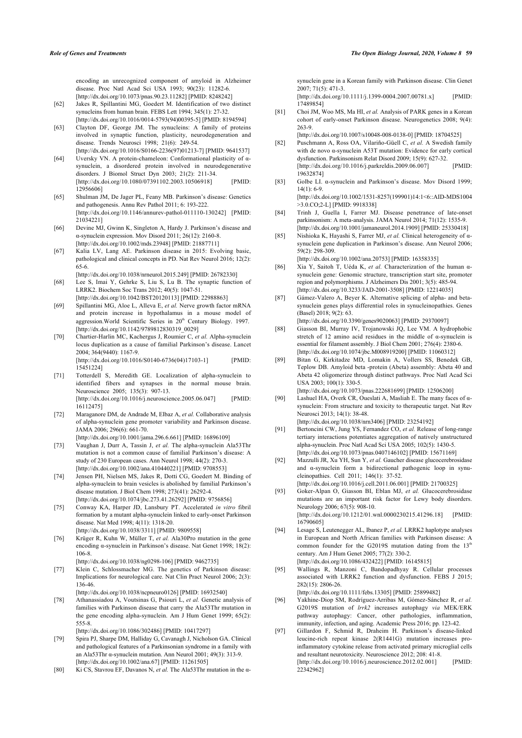encoding an unrecognized component of amyloid in Alzheimer disease. Proc Natl Acad Sci USA 1993; 90(23): 11282-6. [http://dx.doi.org/10.1073/pnas.90.23.11282] [PMID: 8248242]

[62] Jakes R, Spillantini MG, Goedert M. Identification of two distinct synucleins from human brain. FEBS Lett 1994; 345(1): 27-32. [http://dx.doi.org/10.1016/0014-5793(94)00395-5] [PMID: 8194594]

[63] Clayton DF, George JM. The synucleins: A family of proteins involved in synaptic function, plasticity, neurodegeneration and disease. Trends Neurosci 1998; 21(6): 249-54. [http://dx.doi.org/10.1016/S0166-2236(97)01213-7] [PMID: 9641537]

[64] Uversky VN. A protein-chameleon: Conformational plasticity of α-synuclein, a disordered protein involved in neurodegenerative disorders. J Biomol Struct Dyn 2003; 21(2): 211-34. [http://dx.doi.org/10.1080/07391102.2003.10506918] [PMID: 12956606]

[65] Shulman JM, De Jager PL, Feany MB. Parkinson's disease: Genetics and pathogenesis. Annu Rev Pathol 2011; 6: 193-222. [http://dx.doi.org/10.1146/annurev-pathol-011110-130242] [PMID: 21034221]

[66] Devine MJ, Gwinn K, Singleton A, Hardy J. Parkinson's disease and α-synuclein expression. Mov Disord 2011; 26(12): 2160-8. [http://dx.doi.org/10.1002/mds.23948] [PMID: 21887711]

[67] Kalia LV, Lang AE. Parkinson disease in 2015: Evolving basic, pathological and clinical concepts in PD. Nat Rev Neurol 2016; 12(2): 65-6. [http://dx.doi.org/10.1038/nrneurol.2015.249] [PMID: 26782330]

[68] Lee S, Imai Y, Gehrke S, Liu S, Lu B. The synaptic function of LRRK2. Biochem Soc Trans 2012; 40(5): 1047-51. [http://dx.doi.org/10.1042/BST20120113] [PMID: 22988863]

[69] Spillantini MG, Aloe L, Alleva E, *et al.* Nerve growth factor mRNA and protein increase in hypothalamus in a mouse model of aggression.World Scientific Series in 20th Century Biology. 1997. [http://dx.doi.org/10.1142/9789812830319_0029]

[70] Chartier-Harlin MC, Kachergus J, Roumier C, *et al.* Alpha-synuclein locus duplication as a cause of familial Parkinson's disease. Lancet 2004; 364(9440): 1167-9. [http://dx.doi.org/10.1016/S0140-6736(04)17103-1] [PMID: 15451224]

[71] Totterdell S, Meredith GE. Localization of alpha-synuclein to identified fibers and synapses in the normal mouse brain. Neuroscience 2005; 135(3): 907-13. [http://dx.doi.org/10.1016/j.neuroscience.2005.06.047] [PMID: 16112475]

[72] Maraganore DM, de Andrade M, Elbaz A, *et al.* Collaborative analysis of alpha-synuclein gene promoter variability and Parkinson disease. JAMA 2006; 296(6): 661-70. [http://dx.doi.org/10.1001/jama.296.6.661] [PMID: 16896109]

[73] Vaughan J, Durr A, Tassin J, *et al.* The alpha-synuclein Ala53Thr mutation is not a common cause of familial Parkinson's disease: A study of 230 European cases. Ann Neurol 1998; 44(2): 270-3. [http://dx.doi.org/10.1002/ana.410440221] [PMID: 9708553]

[74] Jensen PH, Nielsen MS, Jakes R, Dotti CG, Goedert M. Binding of alpha-synuclein to brain vesicles is abolished by familial Parkinson's disease mutation. J Biol Chem 1998; 273(41): 26292-4. [http://dx.doi.org/10.1074/jbc.273.41.26292] [PMID: 9756856]

[75] Conway KA, Harper JD, Lansbury PT. Accelerated *in vitro* fibril formation by a mutant alpha-synuclein linked to early-onset Parkinson disease. Nat Med 1998; 4(11): 1318-20. [http://dx.doi.org/10.1038/3311] [PMID: 9809558]

[76] Krüger R, Kuhn W, Müller T, *et al.* Ala30Pro mutation in the gene encoding α-synuclein in Parkinson's disease. Nat Genet 1998; 18(2): 106-8. [http://dx.doi.org/10.1038/ng0298-106] [PMID: 9462735]

[77] Klein C, Schlossmacher MG. The genetics of Parkinson disease: Implications for neurological care. Nat Clin Pract Neurol 2006; 2(3): 136-46. [http://dx.doi.org/10.1038/ncpneuro0126] [PMID: 16932540]

[78] Athanassiadou A, Voutsinas G, Psiouri L, *et al.* Genetic analysis of families with Parkinson disease that carry the Ala53Thr mutation in the gene encoding alpha-synuclein. Am J Hum Genet 1999; 65(2): 555-8. [http://dx.doi.org/10.1086/302486] [PMID: 10417297]

[79] Spira PJ, Sharpe DM, Halliday G, Cavanagh J, Nicholson GA. Clinical and pathological features of a Parkinsonian syndrome in a family with an Ala53Thr α-synuclein mutation. Ann Neurol 2001; 49(3): 313-9. [http://dx.doi.org/10.1002/ana.67] [PMID: 11261505]

[80] Ki CS, Stavrou EF, Davanos N, *et al.* The Ala53Thr mutation in the α-synuclein gene in a Korean family with Parkinson disease. Clin Genet 2007; 71(5): 471-3. [http://dx.doi.org/10.1111/j.1399-0004.2007.00781.x] [PMID: 17489854]

[81] Choi JM, Woo MS, Ma HI, *et al.* Analysis of PARK genes in a Korean cohort of early-onset Parkinson disease. Neurogenetics 2008; 9(4): 263-9. [http://dx.doi.org/10.1007/s10048-008-0138-0] [PMID: 18704525]

[82] Puschmann A, Ross OA, Vilariño-Güell C, *et al.* A Swedish family with de novo α-synuclein A53T mutation: Evidence for early cortical dysfunction. Parkinsonism Relat Disord 2009; 15(9): 627-32. [http://dx.doi.org/10.1016/j.parkreldis.2009.06.007] [PMID: 19632874]

[83] Golbe LI. α-synuclein and Parkinson's disease. Mov Disord 1999; 14(1): 6-9. [http://dx.doi.org/10.1002/1531-8257(199901)14:1<6::AID-MDS1004>3.0.CO;2-L] [PMID: 9918338]

[84] Trinh J, Guella I, Farrer MJ. Disease penetrance of late-onset parkinsonism: A meta-analysis. JAMA Neurol 2014; 71(12): 1535-9. [http://dx.doi.org/10.1001/jamaneurol.2014.1909] [PMID: 25330418]

[85] Nishioka K, Hayashi S, Farrer MJ, *et al.* Clinical heterogeneity of α-synuclein gene duplication in Parkinson's disease. Ann Neurol 2006; 59(2): 298-309. [http://dx.doi.org/10.1002/ana.20753] [PMID: 16358335]

[86] Xia Y, Saitoh T, Uéda K, *et al.* Characterization of the human α-synuclein gene: Genomic structure, transcription start site, promoter region and polymorphisms. J Alzheimers Dis 2001; 3(5): 485-94. [http://dx.doi.org/10.3233/JAD-2001-3508] [PMID: 12214035]

[87] Gámez-Valero A, Beyer K. Alternative splicing of alpha- and beta-synuclein genes plays differential roles in synucleinopathies. Genes (Basel) 2018; 9(2): 63. [http://dx.doi.org/10.3390/genes9020063] [PMID: 29370097]

[88] Giasson BI, Murray IV, Trojanowski JQ, Lee VM. A hydrophobic stretch of 12 amino acid residues in the middle of α-synuclein is essential for filament assembly. J Biol Chem 2001; 276(4): 2380-6. [http://dx.doi.org/10.1074/jbc.M008919200] [PMID: 11060312]

[89] Bitan G, Kirkitadze MD, Lomakin A, Vollers SS, Benedek GB, Teplow DB. Amyloid beta -protein (Abeta) assembly: Abeta 40 and Abeta 42 oligomerize through distinct pathways. Proc Natl Acad Sci USA 2003; 100(1): 330-5. [http://dx.doi.org/10.1073/pnas.222681699] [PMID: 12506200]

[90] Lashuel HA, Overk CR, Oueslati A, Masliah E. The many faces of α-synuclein: From structure and toxicity to therapeutic target. Nat Rev Neurosci 2013; 14(1): 38-48. [http://dx.doi.org/10.1038/nrn3406] [PMID: 23254192]

[91] Bertoncini CW, Jung YS, Fernandez CO, *et al.* Release of long-range tertiary interactions potentiates aggregation of natively unstructured alpha-synuclein. Proc Natl Acad Sci USA 2005; 102(5): 1430-5. [http://dx.doi.org/10.1073/pnas.0407146102] [PMID: 15671169]

[92] Mazzulli JR, Xu YH, Sun Y, *et al.* Gaucher disease glucocerebrosidase and α-synuclein form a bidirectional pathogenic loop in synucleinopathies. Cell 2011; 146(1): 37-52. [http://dx.doi.org/10.1016/j.cell.2011.06.001] [PMID: 21700325]

[93] Goker-Alpan O, Giasson BI, Eblan MJ, *et al.* Glucocerebrosidase mutations are an important risk factor for Lewy body disorders. Neurology 2006; 67(5): 908-10. [http://dx.doi.org/10.1212/01.wnl.0000230215.41296.18] [PMID: 16790605]

[94] Lesage S, Leutenegger AL, Ibanez P, *et al.* LRRK2 haplotype analyses in European and North African families with Parkinson disease: A common founder for the G2019S mutation dating from the 13th century. Am J Hum Genet 2005; 77(2): 330-2. [http://dx.doi.org/10.1086/432422] [PMID: 16145815]

[95] Wallings R, Manzoni C, Bandopadhyay R. Cellular processes associated with LRRK2 function and dysfunction. FEBS J 2015; 282(15): 2806-26. [http://dx.doi.org/10.1111/febs.13305] [PMID: 25899482]

[96] Yakhine-Diop SM, Rodríguez-Arribas M, Gómez-Sánchez R, *et al.* G2019S mutation of *lrrk2* increases autophagy *via* MEK/ERK pathway autophagy: Cancer, other pathologies, inflammation, immunity, infection, and aging. Academic Press 2016; pp. 123-42.

[97] Gillardon F, Schmid R, Draheim H. Parkinson's disease-linked leucine-rich repeat kinase 2(R1441G) mutation increases proinflammatory cytokine release from activated primary microglial cells and resultant neurotoxicity. Neuroscience 2012; 208: 41-8. [http://dx.doi.org/10.1016/j.neuroscience.2012.02.001] [PMID: 22342962]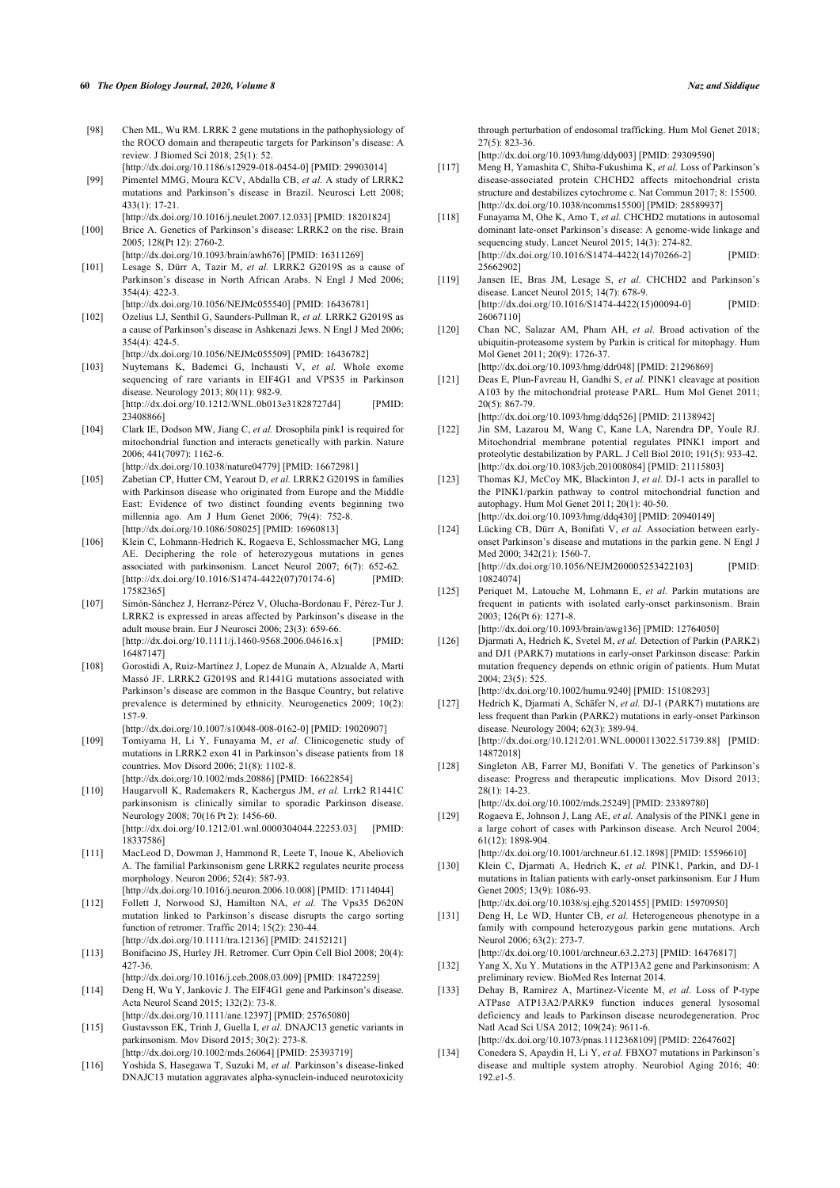[98] Chen ML, Wu RM. LRRK 2 gene mutations in the pathophysiology of the ROCO domain and therapeutic targets for Parkinson's disease: A review. J Biomed Sci 2018; 25(1): 52.
[http://dx.doi.org/10.1186/s12929-018-0454-0] [PMID: 29903014]

[99] Pimentel MMG, Moura KCV, Abdalla CB, *et al.* A study of LRRK2 mutations and Parkinson's disease in Brazil. Neurosci Lett 2008; 433(1): 17-21.
[http://dx.doi.org/10.1016/j.neulet.2007.12.033] [PMID: 18201824]

[100] Brice A. Genetics of Parkinson's disease: LRRK2 on the rise. Brain 2005; 128(Pt 12): 2760-2.
[http://dx.doi.org/10.1093/brain/awh676] [PMID: 16311269]

[101] Lesage S, Dürr A, Tazir M, *et al.* LRRK2 G2019S as a cause of Parkinson's disease in North African Arabs. N Engl J Med 2006; 354(4): 422-3.
[http://dx.doi.org/10.1056/NEJMc055540] [PMID: 16436781]

[102] Ozelius LJ, Senthil G, Saunders-Pullman R, *et al.* LRRK2 G2019S as a cause of Parkinson's disease in Ashkenazi Jews. N Engl J Med 2006; 354(4): 424-5.
[http://dx.doi.org/10.1056/NEJMc055509] [PMID: 16436782]

[103] Nuytemans K, Bademci G, Inchausti V, *et al.* Whole exome sequencing of rare variants in EIF4G1 and VPS35 in Parkinson disease. Neurology 2013; 80(11): 982-9.
[http://dx.doi.org/10.1212/WNL.0b013e31828727d4] [PMID: 23408866]

[104] Clark IE, Dodson MW, Jiang C, *et al.* Drosophila pink1 is required for mitochondrial function and interacts genetically with parkin. Nature 2006; 441(7097): 1162-6.
[http://dx.doi.org/10.1038/nature04779] [PMID: 16672981]

[105] Zabetian CP, Hutter CM, Yearout D, *et al.* LRRK2 G2019S in families with Parkinson disease who originated from Europe and the Middle East: Evidence of two distinct founding events beginning two millennia ago. Am J Hum Genet 2006; 79(4): 752-8.
[http://dx.doi.org/10.1086/508025] [PMID: 16960813]

[106] Klein C, Lohmann-Hedrich K, Rogaeva E, Schlossmacher MG, Lang AE. Deciphering the role of heterozygous mutations in genes associated with parkinsonism. Lancet Neurol 2007; 6(7): 652-62.
[http://dx.doi.org/10.1016/S1474-4422(07)70174-6] [PMID: 17582365]

[107] Simón-Sánchez J, Herranz-Pérez V, Olucha-Bordonau F, Pérez-Tur J. LRRK2 is expressed in areas affected by Parkinson's disease in the adult mouse brain. Eur J Neurosci 2006; 23(3): 659-66.
[http://dx.doi.org/10.1111/j.1460-9568.2006.04616.x] [PMID: 16487147]

[108] Gorostidi A, Ruiz-Martínez J, Lopez de Munain A, Alzualde A, Martí Massó JF. LRRK2 G2019S and R1441G mutations associated with Parkinson's disease are common in the Basque Country, but relative prevalence is determined by ethnicity. Neurogenetics 2009; 10(2): 157-9.
[http://dx.doi.org/10.1007/s10048-008-0162-0] [PMID: 19020907]

[109] Tomiyama H, Li Y, Funayama M, *et al.* Clinicogenetic study of mutations in LRRK2 exon 41 in Parkinson's disease patients from 18 countries. Mov Disord 2006; 21(8): 1102-8.
[http://dx.doi.org/10.1002/mds.20886] [PMID: 16622854]

[110] Haugarvoll K, Rademakers R, Kachergus JM, *et al.* Lrrk2 R1441C parkinsonism is clinically similar to sporadic Parkinson disease. Neurology 2008; 70(16 Pt 2): 1456-60.
[http://dx.doi.org/10.1212/01.wnl.0000304044.22253.03] [PMID: 18337586]

[111] MacLeod D, Dowman J, Hammond R, Leete T, Inoue K, Abeliovich A. The familial Parkinsonism gene LRRK2 regulates neurite process morphology. Neuron 2006; 52(4): 587-93.
[http://dx.doi.org/10.1016/j.neuron.2006.10.008] [PMID: 17114044]

[112] Follett J, Norwood SJ, Hamilton NA, *et al.* The Vps35 D620N mutation linked to Parkinson's disease disrupts the cargo sorting function of retromer. Traffic 2014; 15(2): 230-44.
[http://dx.doi.org/10.1111/tra.12136] [PMID: 24152121]

[113] Bonifacino JS, Hurley JH. Retromer. Curr Opin Cell Biol 2008; 20(4): 427-36.
[http://dx.doi.org/10.1016/j.ceb.2008.03.009] [PMID: 18472259]

[114] Deng H, Wu Y, Jankovic J. The EIF4G1 gene and Parkinson's disease. Acta Neurol Scand 2015; 132(2): 73-8.
[http://dx.doi.org/10.1111/ane.12397] [PMID: 25765080]

[115] Gustavsson EK, Trinh J, Guella I, *et al.* DNAJC13 genetic variants in parkinsonism. Mov Disord 2015; 30(2): 273-8.
[http://dx.doi.org/10.1002/mds.26064] [PMID: 25393719]

[116] Yoshida S, Hasegawa T, Suzuki M, *et al.* Parkinson's disease-linked DNAJC13 mutation aggravates alpha-synuclein-induced neurotoxicity through perturbation of endosomal trafficking. Hum Mol Genet 2018; 27(5): 823-36.
[http://dx.doi.org/10.1093/hmg/ddy003] [PMID: 29309590]

[117] Meng H, Yamashita C, Shiba-Fukushima K, *et al.* Loss of Parkinson's disease-associated protein CHCHD2 affects mitochondrial crista structure and destabilizes cytochrome c. Nat Commun 2017; 8: 15500.
[http://dx.doi.org/10.1038/ncomms15500] [PMID: 28589937]

[118] Funayama M, Ohe K, Amo T, *et al.* CHCHD2 mutations in autosomal dominant late-onset Parkinson's disease: A genome-wide linkage and sequencing study. Lancet Neurol 2015; 14(3): 274-82.
[http://dx.doi.org/10.1016/S1474-4422(14)70266-2] [PMID: 25662902]

[119] Jansen IE, Bras JM, Lesage S, *et al.* CHCHD2 and Parkinson's disease. Lancet Neurol 2015; 14(7): 678-9.
[http://dx.doi.org/10.1016/S1474-4422(15)00094-0] [PMID: 26067110]

[120] Chan NC, Salazar AM, Pham AH, *et al.* Broad activation of the ubiquitin-proteasome system by Parkin is critical for mitophagy. Hum Mol Genet 2011; 20(9): 1726-37.
[http://dx.doi.org/10.1093/hmg/ddr048] [PMID: 21296869]

[121] Deas E, Plun-Favreau H, Gandhi S, *et al.* PINK1 cleavage at position A103 by the mitochondrial protease PARL. Hum Mol Genet 2011; 20(5): 867-79.
[http://dx.doi.org/10.1093/hmg/ddq526] [PMID: 21138942]

[122] Jin SM, Lazarou M, Wang C, Kane LA, Narendra DP, Youle RJ. Mitochondrial membrane potential regulates PINK1 import and proteolytic destabilization by PARL. J Cell Biol 2010; 191(5): 933-42.
[http://dx.doi.org/10.1083/jcb.201008084] [PMID: 21115803]

[123] Thomas KJ, McCoy MK, Blackinton J, *et al.* DJ-1 acts in parallel to the PINK1/parkin pathway to control mitochondrial function and autophagy. Hum Mol Genet 2011; 20(1): 40-50.
[http://dx.doi.org/10.1093/hmg/ddq430] [PMID: 20940149]

[124] Lücking CB, Dürr A, Bonifati V, *et al.* Association between early-onset Parkinson's disease and mutations in the parkin gene. N Engl J Med 2000; 342(21): 1560-7.
[http://dx.doi.org/10.1056/NEJM200005253422103] [PMID: 10824074]

[125] Periquet M, Latouche M, Lohmann E, *et al.* Parkin mutations are frequent in patients with isolated early-onset parkinsonism. Brain 2003; 126(Pt 6): 1271-8.
[http://dx.doi.org/10.1093/brain/awg136] [PMID: 12764050]

[126] Djarmati A, Hedrich K, Svetel M, *et al.* Detection of Parkin (PARK2) and DJ1 (PARK7) mutations in early-onset Parkinson disease: Parkin mutation frequency depends on ethnic origin of patients. Hum Mutat 2004; 23(5): 525.
[http://dx.doi.org/10.1002/humu.9240] [PMID: 15108293]

[127] Hedrich K, Djarmati A, Schäfer N, *et al.* DJ-1 (PARK7) mutations are less frequent than Parkin (PARK2) mutations in early-onset Parkinson disease. Neurology 2004; 62(3): 389-94.
[http://dx.doi.org/10.1212/01.WNL.0000113022.51739.88] [PMID: 14872018]

[128] Singleton AB, Farrer MJ, Bonifati V. The genetics of Parkinson's disease: Progress and therapeutic implications. Mov Disord 2013; 28(1): 14-23.
[http://dx.doi.org/10.1002/mds.25249] [PMID: 23389780]

[129] Rogaeva E, Johnson J, Lang AE, *et al.* Analysis of the PINK1 gene in a large cohort of cases with Parkinson disease. Arch Neurol 2004; 61(12): 1898-904.
[http://dx.doi.org/10.1001/archneur.61.12.1898] [PMID: 15596610]

[130] Klein C, Djarmati A, Hedrich K, *et al.* PINK1, Parkin, and DJ-1 mutations in Italian patients with early-onset parkinsonism. Eur J Hum Genet 2005; 13(9): 1086-93.
[http://dx.doi.org/10.1038/sj.ejhg.5201455] [PMID: 15970950]

[131] Deng H, Le WD, Hunter CB, *et al.* Heterogeneous phenotype in a family with compound heterozygous parkin gene mutations. Arch Neurol 2006; 63(2): 273-7.
[http://dx.doi.org/10.1001/archneur.63.2.273] [PMID: 16476817]

[132] Yang X, Xu Y. Mutations in the ATP13A2 gene and Parkinsonism: A preliminary review. BioMed Res Internat 2014.

[133] Dehay B, Ramirez A, Martinez-Vicente M, *et al.* Loss of P-type ATPase ATP13A2/PARK9 function induces general lysosomal deficiency and leads to Parkinson disease neurodegeneration. Proc Natl Acad Sci USA 2012; 109(24): 9611-6.
[http://dx.doi.org/10.1073/pnas.1112368109] [PMID: 22647602]

[134] Conedera S, Apaydin H, Li Y, *et al.* FBXO7 mutations in Parkinson's disease and multiple system atrophy. Neurobiol Aging 2016; 40: 192.e1-5.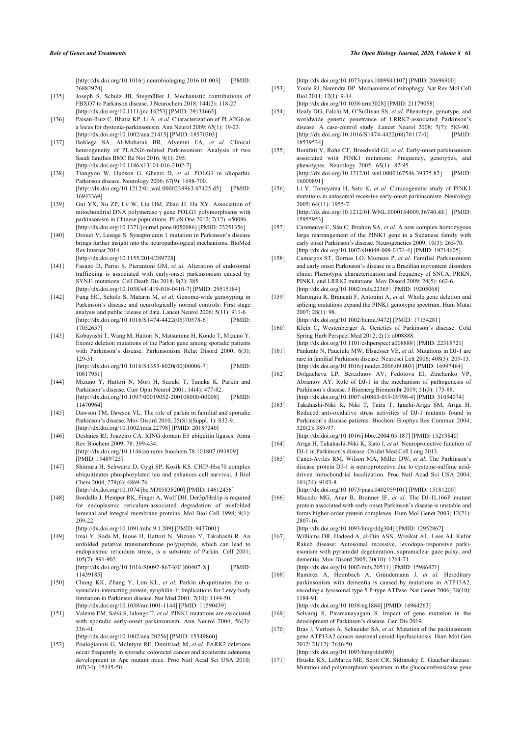[http://dx.doi.org/10.1016/j.neurobiolaging.2016.01.003] [PMID: 26882974]

[135] Joseph S, Schulz JB, Stegmüller J. Mechanistic contributions of FBXO7 to Parkinson disease. J Neurochem 2018; 144(2): 118-27. [http://dx.doi.org/10.1111/jnc.14253] [PMID: 29134665]

[136] Paisan-Ruiz C, Bhatia KP, Li A, *et al.* Characterization of PLA2G6 as a locus for dystonia-parkinsonism. Ann Neurol 2009; 65(1): 19-23. [http://dx.doi.org/10.1002/ana.21415] [PMID: 18570303]

[137] Bohlega SA, Al-Mubarak BR, Alyemni EA, *et al.* Clinical heterogeneity of PLA2G6-related Parkinsonism: Analysis of two Saudi families BMC Re Not 2016; 9(1): 295. [http://dx.doi.org/10.1186/s13104-016-2102-7]

[138] Tiangyou W, Hudson G, Ghezzi D, *et al.* POLG1 in idiopathic Parkinson disease. Neurology 2006; 67(9): 1698-700. [http://dx.doi.org/10.1212/01.wnl.0000238963.07425.d5] [PMID: 16943369]

[139] Gui YX, Xu ZP, Lv W, Liu HM, Zhao JJ, Hu XY. Association of mitochondrial DNA polymerase γ gene POLG1 polymorphisms with parkinsonism in Chinese populations. PLoS One 2012; 7(12): e50086. [http://dx.doi.org/10.1371/journal.pone.0050086] [PMID: 23251356]

[140] Drouet V, Lesage S. Synaptojanin 1 mutation in Parkinson's disease brings further insight into the neuropathological mechanisms. BioMed Res Internat 2014. [http://dx.doi.org/10.1155/2014/289728]

[141] Fasano D, Parisi S, Pierantoni GM, *et al.* Alteration of endosomal trafficking is associated with early-onset parkinsonism caused by SYNJ1 mutations. Cell Death Dis 2018; 9(3): 385. [http://dx.doi.org/10.1038/s41419-018-0410-7] [PMID: 29515184]

[142] Fung HC, Scholz S, Matarin M, *et al.* Genome-wide genotyping in Parkinson's disease and neurologically normal controls: First stage analysis and public release of data. Lancet Neurol 2006; 5(11): 911-6. [http://dx.doi.org/10.1016/S1474-4422(06)70578-6] [PMID: 17052657]

[143] Kobayashi T, Wang M, Hattori N, Matsumine H, Kondo T, Mizuno Y. Exonic deletion mutations of the Parkin gene among sporadic patients with Parkinson's disease. Parkinsonism Relat Disord 2000; 6(3): 129-31. [http://dx.doi.org/10.1016/S1353-8020(00)00006-7] [PMID: 10817951]

[144] Mizuno Y, Hattori N, Mori H, Suzuki T, Tanaka K. Parkin and Parkinson's disease. Curr Opin Neurol 2001; 14(4): 477-82. [http://dx.doi.org/10.1097/00019052-200108000-00008] [PMID: 11470964]

[145] Dawson TM, Dawson VL. The role of parkin in familial and sporadic Parkinson's disease. Mov Disord 2010; 25(S1)(Suppl. 1): S32-9. [http://dx.doi.org/10.1002/mds.22798] [PMID: 20187240]

[146] Deshaies RJ, Joazeiro CA. RING domain E3 ubiquitin ligases. Annu Rev Biochem 2009; 78: 399-434. [http://dx.doi.org/10.1146/annurev.biochem.78.101807.093809] [PMID: 19489725]

[147] Shimura H, Schwartz D, Gygi SP, Kosik KS. CHIP-Hsc70 complex ubiquitinates phosphorylated tau and enhances cell survival. J Biol Chem 2004; 279(6): 4869-76. [http://dx.doi.org/10.1074/jbc.M305838200] [PMID: 14612456]

[148] Bordallo J, Plemper RK, Finger A, Wolf DH. Der3p/Hrd1p is required for endoplasmic reticulum-associated degradation of misfolded lumenal and integral membrane proteins. Mol Biol Cell 1998; 9(1): 209-22. [http://dx.doi.org/10.1091/mbc.9.1.209] [PMID: 9437001]

[149] Imai Y, Soda M, Inoue H, Hattori N, Mizuno Y, Takahashi R. An unfolded putative transmembrane polypeptide, which can lead to endoplasmic reticulum stress, is a substrate of Parkin. Cell 2001; 105(7): 891-902. [http://dx.doi.org/10.1016/S0092-8674(01)00407-X] [PMID: 11439185]

[150] Chung KK, Zhang Y, Lim KL, *et al.* Parkin ubiquitinates the α-synuclein-interacting protein, synphilin-1: Implications for Lewy-body formation in Parkinson disease. Nat Med 2001; 7(10): 1144-50. [http://dx.doi.org/10.1038/nm1001-1144] [PMID: 11590439]

[151] Valente EM, Salvi S, Ialongo T, *et al.* PINK1 mutations are associated with sporadic early-onset parkinsonism. Ann Neurol 2004; 56(3): 336-41. [http://dx.doi.org/10.1002/ana.20256] [PMID: 15349860]

[152] Poulogiannis G, McIntyre RE, Dimitriadi M, *et al.* PARK2 deletions occur frequently in sporadic colorectal cancer and accelerate adenoma development in Apc mutant mice. Proc Natl Acad Sci USA 2010; 107(34): 15145-50. [http://dx.doi.org/10.1073/pnas.1009941107] [PMID: 20696900]

[153] Youle RJ, Narendra DP. Mechanisms of mitophagy. Nat Rev Mol Cell Biol 2011; 12(1): 9-14. [http://dx.doi.org/10.1038/nrm3028] [PMID: 21179058]

[154] Healy DG, Falchi M, O'Sullivan SS, *et al.* Phenotype, genotype, and worldwide genetic penetrance of LRRK2-associated Parkinson's disease: A case-control study. Lancet Neurol 2008; 7(7): 583-90. [http://dx.doi.org/10.1016/S1474-4422(08)70117-0] [PMID: 18539534]

[155] Bonifati V, Rohé CF, Breedveld GJ, *et al.* Early-onset parkinsonism associated with PINK1 mutations: Frequency, genotypes, and phenotypes. Neurology 2005; 65(1): 87-95. [http://dx.doi.org/10.1212/01.wnl.0000167546.39375.82] [PMID: 16009891]

[156] Li Y, Tomiyama H, Sato K, *et al.* Clinicogenetic study of PINK1 mutations in autosomal recessive early-onset parkinsonism. Neurology 2005; 64(11): 1955-7. [http://dx.doi.org/10.1212/01.WNL.0000164009.36740.4E] [PMID: 15955953]

[157] Cazeneuve C, Sân C, Ibrahim SA, *et al.* A new complex homozygous large rearrangement of the PINK1 gene in a Sudanese family with early onset Parkinson's disease. Neurogenetics 2009; 10(3): 265-70. [http://dx.doi.org/10.1007/s10048-009-0174-4] [PMID: 19214605]

[158] Camargos ST, Dornas LO, Momeni P, *et al.* Familial Parkinsonism and early onset Parkinson's disease in a Brazilian movement disorders clinic: Phenotypic characterization and frequency of SNCA, PRKN, PINK1, and LRRK2 mutations. Mov Disord 2009; 24(5): 662-6. [http://dx.doi.org/10.1002/mds.22365] [PMID: 19205068]

[159] Marongiu R, Brancati F, Antonini A, *et al.* Whole gene deletion and splicing mutations expand the PINK1 genotypic spectrum. Hum Mutat 2007; 28(1): 98. [http://dx.doi.org/10.1002/humu.9472] [PMID: 17154281]

[160] Klein C, Westenberger A. Genetics of Parkinson's disease. Cold Spring Harb Perspect Med 2012; 2(1): a008888. [http://dx.doi.org/10.1101/cshperspect.a008888] [PMID: 22315721]

[161] Pankratz N, Pauciulo MW, Elsaesser VE, *et al.* Mutations in DJ-1 are rare in familial Parkinson disease. Neurosci Lett 2006; 408(3): 209-13. [http://dx.doi.org/10.1016/j.neulet.2006.09.003] [PMID: 16997464]

[162] Dolgacheva LP, Berezhnov AV, Fedotova EI, Zinchenko VP, Abramov AY. Role of DJ-1 in the mechanism of pathogenesis of Parkinson's disease. J Bioenerg Biomembr 2019; 51(3): 175-88. [http://dx.doi.org/10.1007/s10863-019-09798-4] [PMID: 31054074]

[163] Takahashi-Niki K, Niki T, Taira T, Iguchi-Ariga SM, Ariga H. Reduced anti-oxidative stress activities of DJ-1 mutants found in Parkinson's disease patients. Biochem Biophys Res Commun 2004; 320(2): 389-97. [http://dx.doi.org/10.1016/j.bbrc.2004.05.187] [PMID: 15219840]

[164] Ariga H, Takahashi-Niki K, Kato I, *et al.* Neuroprotective function of DJ-1 in Parkinson's disease. Oxidat Med Cell Long 2013.

[165] Canet-Avilés RM, Wilson MA, Miller DW, *et al.* The Parkinson's disease protein DJ-1 is neuroprotective due to cysteine-sulfinic acid-driven mitochondrial localization. Proc Natl Acad Sci USA 2004; 101(24): 9103-8. [http://dx.doi.org/10.1073/pnas.0402959101] [PMID: 15181200]

[166] Macedo MG, Anar B, Bronner IF, *et al.* The DJ-1L166P mutant protein associated with early onset Parkinson's disease is unstable and forms higher-order protein complexes. Hum Mol Genet 2003; 12(21): 2807-16. [http://dx.doi.org/10.1093/hmg/ddg304] [PMID: 12952867]

[167] Williams DR, Hadeed A, al-Din ASN, Wreikat AL, Lees AJ. Kufor Rakeb disease: Autosomal recessive, levodopa-responsive parkinsonism with pyramidal degeneration, supranuclear gaze palsy, and dementia. Mov Disord 2005; 20(10): 1264-71. [http://dx.doi.org/10.1002/mds.20511] [PMID: 15986421]

[168] Ramirez A, Heimbach A, Gründemann J, *et al.* Hereditary parkinsonism with dementia is caused by mutations in ATP13A2, encoding a lysosomal type 5 P-type ATPase. Nat Genet 2006; 38(10): 1184-91. [http://dx.doi.org/10.1038/ng1884] [PMID: 16964263]

[169] Selvaraj S, Piramanayagam S. Impact of gene mutation in the development of Parkinson's disease. Gen Dis 2019.

[170] Bras J, Verloes A, Schneider SA, *et al.* Mutation of the parkinsonism gene ATP13A2 causes neuronal ceroid-lipofuscinosis. Hum Mol Gen 2012; 21(12): 2646-50. [http://dx.doi.org/10.1093/hmg/dds089]

[171] Hruska KS, LaMarca ME, Scott CR, Sidransky E. Gaucher disease: Mutation and polymorphism spectrum in the glucocerebrosidase gene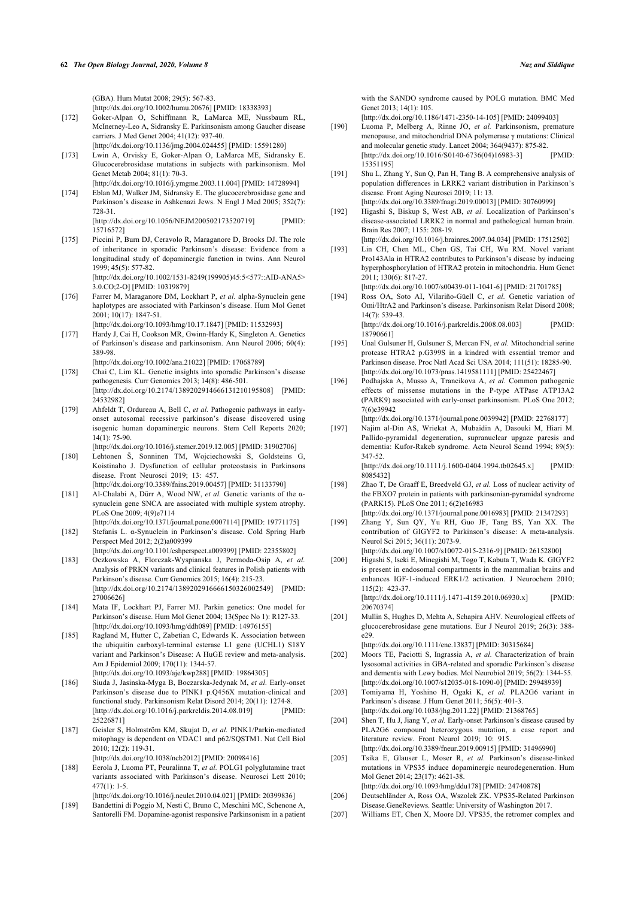(GBA). Hum Mutat 2008; 29(5): 567-83.
[http://dx.doi.org/10.1002/humu.20676] [PMID: 18338393]

[172] Goker-Alpan O, Schiffmann R, LaMarca ME, Nussbaum RL, McInerney-Leo A, Sidransky E. Parkinsonism among Gaucher disease carriers. J Med Genet 2004; 41(12): 937-40.
[http://dx.doi.org/10.1136/jmg.2004.024455] [PMID: 15591280]

[173] Lwin A, Orvisky E, Goker-Alpan O, LaMarca ME, Sidransky E. Glucocerebrosidase mutations in subjects with parkinsonism. Mol Genet Metab 2004; 81(1): 70-3.
[http://dx.doi.org/10.1016/j.ymgme.2003.11.004] [PMID: 14728994]

[174] Eblan MJ, Walker JM, Sidransky E. The glucocerebrosidase gene and Parkinson's disease in Ashkenazi Jews. N Engl J Med 2005; 352(7): 728-31.
[http://dx.doi.org/10.1056/NEJM200502173520719] [PMID: 15716572]

[175] Piccini P, Burn DJ, Ceravolo R, Maraganore D, Brooks DJ. The role of inheritance in sporadic Parkinson's disease: Evidence from a longitudinal study of dopaminergic function in twins. Ann Neurol 1999; 45(5): 577-82.
[http://dx.doi.org/10.1002/1531-8249(199905)45:5<577::AID-ANA5>3.0.CO;2-O] [PMID: 10319879]

[176] Farrer M, Maraganore DM, Lockhart P, *et al.* alpha-Synuclein gene haplotypes are associated with Parkinson's disease. Hum Mol Genet 2001; 10(17): 1847-51.
[http://dx.doi.org/10.1093/hmg/10.17.1847] [PMID: 11532993]

[177] Hardy J, Cai H, Cookson MR, Gwinn-Hardy K, Singleton A. Genetics of Parkinson's disease and parkinsonism. Ann Neurol 2006; 60(4): 389-98.
[http://dx.doi.org/10.1002/ana.21022] [PMID: 17068789]

[178] Chai C, Lim KL. Genetic insights into sporadic Parkinson's disease pathogenesis. Curr Genomics 2013; 14(8): 486-501.
[http://dx.doi.org/10.2174/1389202914666131210195808] [PMID: 24532982]

[179] Ahfeldt T, Ordureau A, Bell C, *et al.* Pathogenic pathways in early-onset autosomal recessive parkinson's disease discovered using isogenic human dopaminergic neurons. Stem Cell Reports 2020; 14(1): 75-90.
[http://dx.doi.org/10.1016/j.stemcr.2019.12.005] [PMID: 31902706]

[180] Lehtonen Š, Sonninen TM, Wojciechowski S, Goldsteins G, Koistinaho J. Dysfunction of cellular proteostasis in Parkinsons disease. Front Neurosci 2019; 13: 457.
[http://dx.doi.org/10.3389/fnins.2019.00457] [PMID: 31133790]

[181] Al-Chalabi A, Dürr A, Wood NW, *et al.* Genetic variants of the α-synuclein gene SNCA are associated with multiple system atrophy. PLoS One 2009; 4(9)e7114
[http://dx.doi.org/10.1371/journal.pone.0007114] [PMID: 19771175]

[182] Stefanis L. α-Synuclein in Parkinson's disease. Cold Spring Harb Perspect Med 2012; 2(2)a009399
[http://dx.doi.org/10.1101/cshperspect.a009399] [PMID: 22355802]

[183] Oczkowska A, Florczak-Wyspianska J, Permoda-Osip A, *et al.* Analysis of PRKN variants and clinical features in Polish patients with Parkinson's disease. Curr Genomics 2015; 16(4): 215-23.
[http://dx.doi.org/10.2174/1389202916666150326002549] [PMID: 27006626]

[184] Mata IF, Lockhart PJ, Farrer MJ. Parkin genetics: One model for Parkinson's disease. Hum Mol Genet 2004; 13(Spec No 1): R127-33.
[http://dx.doi.org/10.1093/hmg/ddh089] [PMID: 14976155]

[185] Ragland M, Hutter C, Zabetian C, Edwards K. Association between the ubiquitin carboxyl-terminal esterase L1 gene (UCHL1) S18Y variant and Parkinson's Disease: A HuGE review and meta-analysis. Am J Epidemiol 2009; 170(11): 1344-57.
[http://dx.doi.org/10.1093/aje/kwp288] [PMID: 19864305]

[186] Siuda J, Jasinska-Myga B, Boczarska-Jedynak M, *et al.* Early-onset Parkinson's disease due to PINK1 p.Q456X mutation-clinical and functional study. Parkinsonism Relat Disord 2014; 20(11): 1274-8.
[http://dx.doi.org/10.1016/j.parkreldis.2014.08.019] [PMID: 25226871]

[187] Geisler S, Holmström KM, Skujat D, *et al.* PINK1/Parkin-mediated mitophagy is dependent on VDAC1 and p62/SQSTM1. Nat Cell Biol 2010; 12(2): 119-31.
[http://dx.doi.org/10.1038/ncb2012] [PMID: 20098416]

[188] Eerola J, Luoma PT, Peuralinna T, *et al.* POLG1 polyglutamine tract variants associated with Parkinson's disease. Neurosci Lett 2010; 477(1): 1-5.
[http://dx.doi.org/10.1016/j.neulet.2010.04.021] [PMID: 20399836]

[189] Bandettini di Poggio M, Nesti C, Bruno C, Meschini MC, Schenone A, Santorelli FM. Dopamine-agonist responsive Parkinsonism in a patient with the SANDO syndrome caused by POLG mutation. BMC Med Genet 2013; 14(1): 105.
[http://dx.doi.org/10.1186/1471-2350-14-105] [PMID: 24099403]

[190] Luoma P, Melberg A, Rinne JO, *et al.* Parkinsonism, premature menopause, and mitochondrial DNA polymerase γ mutations: Clinical and molecular genetic study. Lancet 2004; 364(9437): 875-82.
[http://dx.doi.org/10.1016/S0140-6736(04)16983-3] [PMID: 15351195]

[191] Shu L, Zhang Y, Sun Q, Pan H, Tang B. A comprehensive analysis of population differences in LRRK2 variant distribution in Parkinson's disease. Front Aging Neurosci 2019; 11: 13.
[http://dx.doi.org/10.3389/fnagi.2019.00013] [PMID: 30760999]

[192] Higashi S, Biskup S, West AB, *et al.* Localization of Parkinson's disease-associated LRRK2 in normal and pathological human brain. Brain Res 2007; 1155: 208-19.
[http://dx.doi.org/10.1016/j.brainres.2007.04.034] [PMID: 17512502]

[193] Lin CH, Chen ML, Chen GS, Tai CH, Wu RM. Novel variant Pro143Ala in HTRA2 contributes to Parkinson's disease by inducing hyperphosphorylation of HTRA2 protein in mitochondria. Hum Genet 2011; 130(6): 817-27.
[http://dx.doi.org/10.1007/s00439-011-1041-6] [PMID: 21701785]

[194] Ross OA, Soto AI, Vilariño-Güell C, *et al.* Genetic variation of Omi/HtrA2 and Parkinson's disease. Parkinsonism Relat Disord 2008; 14(7): 539-43.
[http://dx.doi.org/10.1016/j.parkreldis.2008.08.003] [PMID: 18790661]

[195] Unal Gulsuner H, Gulsuner S, Mercan FN, *et al.* Mitochondrial serine protease HTRA2 p.G399S in a kindred with essential tremor and Parkinson disease. Proc Natl Acad Sci USA 2014; 111(51): 18285-90.
[http://dx.doi.org/10.1073/pnas.1419581111] [PMID: 25422467]

[196] Podhajska A, Musso A, Trancikova A, *et al.* Common pathogenic effects of missense mutations in the P-type ATPase ATP13A2 (PARK9) associated with early-onset parkinsonism. PLoS One 2012; 7(6)e39942
[http://dx.doi.org/10.1371/journal.pone.0039942] [PMID: 22768177]

[197] Najim al-Din AS, Wriekat A, Mubaidin A, Dasouki M, Hiari M. Pallido-pyramidal degeneration, supranuclear upgaze paresis and dementia: Kufor-Rakeb syndrome. Acta Neurol Scand 1994; 89(5): 347-52.
[http://dx.doi.org/10.1111/j.1600-0404.1994.tb02645.x] [PMID: 8085432]

[198] Zhao T, De Graaff E, Breedveld GJ, *et al.* Loss of nuclear activity of the FBXO7 protein in patients with parkinsonian-pyramidal syndrome (PARK15). PLoS One 2011; 6(2)e16983
[http://dx.doi.org/10.1371/journal.pone.0016983] [PMID: 21347293]

[199] Zhang Y, Sun QY, Yu RH, Guo JF, Tang BS, Yan XX. The contribution of GIGYF2 to Parkinson's disease: A meta-analysis. Neurol Sci 2015; 36(11): 2073-9.
[http://dx.doi.org/10.1007/s10072-015-2316-9] [PMID: 26152800]

[200] Higashi S, Iseki E, Minegishi M, Togo T, Kabuta T, Wada K. GIGYF2 is present in endosomal compartments in the mammalian brains and enhances IGF-1-induced ERK1/2 activation. J Neurochem 2010; 115(2): 423-37.
[http://dx.doi.org/10.1111/j.1471-4159.2010.06930.x] [PMID: 20670374]

[201] Mullin S, Hughes D, Mehta A, Schapira AHV. Neurological effects of glucocerebrosidase gene mutations. Eur J Neurol 2019; 26(3): 388-e29.
[http://dx.doi.org/10.1111/ene.13837] [PMID: 30315684]

[202] Moors TE, Paciotti S, Ingrassia A, *et al.* Characterization of brain lysosomal activities in GBA-related and sporadic Parkinson's disease and dementia with Lewy bodies. Mol Neurobiol 2019; 56(2): 1344-55.
[http://dx.doi.org/10.1007/s12035-018-1090-0] [PMID: 29948939]

[203] Tomiyama H, Yoshino H, Ogaki K, *et al.* PLA2G6 variant in Parkinson's disease. J Hum Genet 2011; 56(5): 401-3.
[http://dx.doi.org/10.1038/jhg.2011.22] [PMID: 21368765]

[204] Shen T, Hu J, Jiang Y, *et al.* Early-onset Parkinson's disease caused by PLA2G6 compound heterozygous mutation, a case report and literature review. Front Neurol 2019; 10: 915.
[http://dx.doi.org/10.3389/fneur.2019.00915] [PMID: 31496990]

[205] Tsika E, Glauser L, Moser R, *et al.* Parkinson's disease-linked mutations in VPS35 induce dopaminergic neurodegeneration. Hum Mol Genet 2014; 23(17): 4621-38.
[http://dx.doi.org/10.1093/hmg/ddu178] [PMID: 24740878]

[206] Deutschländer A, Ross OA, Wszolek ZK. VPS35-Related Parkinson Disease.GeneReviews. Seattle: University of Washington 2017.

[207] Williams ET, Chen X, Moore DJ. VPS35, the retromer complex and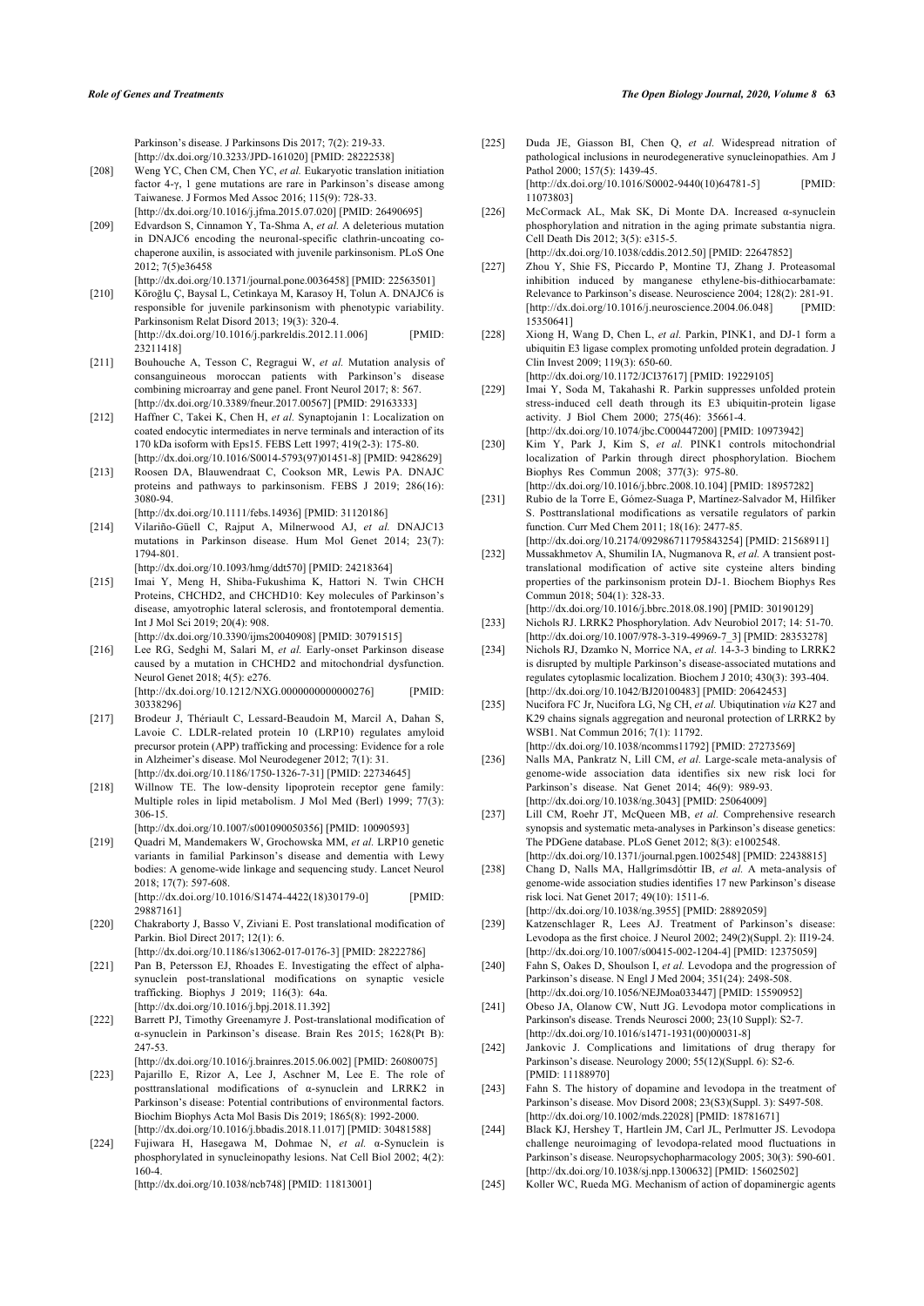Parkinson's disease. J Parkinsons Dis 2017; 7(2): 219-33. [http://dx.doi.org/10.3233/JPD-161020] [PMID: 28222538]

[208] Weng YC, Chen CM, Chen YC, *et al.* Eukaryotic translation initiation factor 4-γ, 1 gene mutations are rare in Parkinson's disease among Taiwanese. J Formos Med Assoc 2016; 115(9): 728-33. [http://dx.doi.org/10.1016/j.jfma.2015.07.020] [PMID: 26490695]

[209] Edvardson S, Cinnamon Y, Ta-Shma A, *et al.* A deleterious mutation in DNAJC6 encoding the neuronal-specific clathrin-uncoating co-chaperone auxilin, is associated with juvenile parkinsonism. PLoS One 2012; 7(5)e36458 [http://dx.doi.org/10.1371/journal.pone.0036458] [PMID: 22563501]

[210] Köroğlu Ç, Baysal L, Cetinkaya M, Karasoy H, Tolun A. DNAJC6 is responsible for juvenile parkinsonism with phenotypic variability. Parkinsonism Relat Disord 2013; 19(3): 320-4. [http://dx.doi.org/10.1016/j.parkreldis.2012.11.006] [PMID: 23211418]

[211] Bouhouche A, Tesson C, Regragui W, *et al.* Mutation analysis of consanguineous moroccan patients with Parkinson's disease combining microarray and gene panel. Front Neurol 2017; 8: 567. [http://dx.doi.org/10.3389/fneur.2017.00567] [PMID: 29163333]

[212] Haffner C, Takei K, Chen H, *et al.* Synaptojanin 1: Localization on coated endocytic intermediates in nerve terminals and interaction of its 170 kDa isoform with Eps15. FEBS Lett 1997; 419(2-3): 175-80. [http://dx.doi.org/10.1016/S0014-5793(97)01451-8] [PMID: 9428629]

[213] Roosen DA, Blauwendraat C, Cookson MR, Lewis PA. DNAJC proteins and pathways to parkinsonism. FEBS J 2019; 286(16): 3080-94. [http://dx.doi.org/10.1111/febs.14936] [PMID: 31120186]

[214] Vilariño-Güell C, Rajput A, Milnerwood AJ, *et al.* DNAJC13 mutations in Parkinson disease. Hum Mol Genet 2014; 23(7): 1794-801. [http://dx.doi.org/10.1093/hmg/ddt570] [PMID: 24218364]

[215] Imai Y, Meng H, Shiba-Fukushima K, Hattori N. Twin CHCH Proteins, CHCHD2, and CHCHD10: Key molecules of Parkinson's disease, amyotrophic lateral sclerosis, and frontotemporal dementia. Int J Mol Sci 2019; 20(4): 908. [http://dx.doi.org/10.3390/ijms20040908] [PMID: 30791515]

[216] Lee RG, Sedghi M, Salari M, *et al.* Early-onset Parkinson disease caused by a mutation in CHCHD2 and mitochondrial dysfunction. Neurol Genet 2018; 4(5): e276. [http://dx.doi.org/10.1212/NXG.0000000000000276] [PMID: 30338296]

[217] Brodeur J, Thériault C, Lessard-Beaudoin M, Marcil A, Dahan S, Lavoie C. LDLR-related protein 10 (LRP10) regulates amyloid precursor protein (APP) trafficking and processing: Evidence for a role in Alzheimer's disease. Mol Neurodegener 2012; 7(1): 31. [http://dx.doi.org/10.1186/1750-1326-7-31] [PMID: 22734645]

[218] Willnow TE. The low-density lipoprotein receptor gene family: Multiple roles in lipid metabolism. J Mol Med (Berl) 1999; 77(3): 306-15. [http://dx.doi.org/10.1007/s001090050356] [PMID: 10090593]

[219] Quadri M, Mandemakers W, Grochowska MM, *et al.* LRP10 genetic variants in familial Parkinson's disease and dementia with Lewy bodies: A genome-wide linkage and sequencing study. Lancet Neurol 2018; 17(7): 597-608. [http://dx.doi.org/10.1016/S1474-4422(18)30179-0] [PMID: 29887161]

[220] Chakraborty J, Basso V, Ziviani E. Post translational modification of Parkin. Biol Direct 2017; 12(1): 6. [http://dx.doi.org/10.1186/s13062-017-0176-3] [PMID: 28222786]

[221] Pan B, Petersson EJ, Rhoades E. Investigating the effect of alpha-synuclein post-translational modifications on synaptic vesicle trafficking. Biophys J 2019; 116(3): 64a. [http://dx.doi.org/10.1016/j.bpj.2018.11.392]

[222] Barrett PJ, Timothy Greenamyre J. Post-translational modification of α-synuclein in Parkinson's disease. Brain Res 2015; 1628(Pt B): 247-53. [http://dx.doi.org/10.1016/j.brainres.2015.06.002] [PMID: 26080075]

[223] Pajarillo E, Rizor A, Lee J, Aschner M, Lee E. The role of posttranslational modifications of α-synuclein and LRRK2 in Parkinson's disease: Potential contributions of environmental factors. Biochim Biophys Acta Mol Basis Dis 2019; 1865(8): 1992-2000. [http://dx.doi.org/10.1016/j.bbadis.2018.11.017] [PMID: 30481588]

[224] Fujiwara H, Hasegawa M, Dohmae N, *et al.* α-Synuclein is phosphorylated in synucleinopathy lesions. Nat Cell Biol 2002; 4(2): 160-4. [http://dx.doi.org/10.1038/ncb748] [PMID: 11813001]

[225] Duda JE, Giasson BI, Chen Q, *et al.* Widespread nitration of pathological inclusions in neurodegenerative synucleinopathies. Am J Pathol 2000; 157(5): 1439-45. [http://dx.doi.org/10.1016/S0002-9440(10)64781-5] [PMID: 11073803]

[226] McCormack AL, Mak SK, Di Monte DA. Increased α-synuclein phosphorylation and nitration in the aging primate substantia nigra. Cell Death Dis 2012; 3(5): e315-5. [http://dx.doi.org/10.1038/cddis.2012.50] [PMID: 22647852]

[227] Zhou Y, Shie FS, Piccardo P, Montine TJ, Zhang J. Proteasomal inhibition induced by manganese ethylene-bis-dithiocarbamate: Relevance to Parkinson's disease. Neuroscience 2004; 128(2): 281-91. [http://dx.doi.org/10.1016/j.neuroscience.2004.06.048] [PMID: 15350641]

[228] Xiong H, Wang D, Chen L, *et al.* Parkin, PINK1, and DJ-1 form a ubiquitin E3 ligase complex promoting unfolded protein degradation. J Clin Invest 2009; 119(3): 650-60. [http://dx.doi.org/10.1172/JCI37617] [PMID: 19229105]

[229] Imai Y, Soda M, Takahashi R. Parkin suppresses unfolded protein stress-induced cell death through its E3 ubiquitin-protein ligase activity. J Biol Chem 2000; 275(46): 35661-4. [http://dx.doi.org/10.1074/jbc.C000447200] [PMID: 10973942]

[230] Kim Y, Park J, Kim S, *et al.* PINK1 controls mitochondrial localization of Parkin through direct phosphorylation. Biochem Biophys Res Commun 2008; 377(3): 975-80. [http://dx.doi.org/10.1016/j.bbrc.2008.10.104] [PMID: 18957282]

[231] Rubio de la Torre E, Gómez-Suaga P, Martínez-Salvador M, Hilfiker S. Posttranslational modifications as versatile regulators of parkin function. Curr Med Chem 2011; 18(16): 2477-85. [http://dx.doi.org/10.2174/092986711795843254] [PMID: 21568911]

[232] Mussakhmetov A, Shumilin IA, Nugmanova R, *et al.* A transient post-translational modification of active site cysteine alters binding properties of the parkinsonism protein DJ-1. Biochem Biophys Res Commun 2018; 504(1): 328-33. [http://dx.doi.org/10.1016/j.bbrc.2018.08.190] [PMID: 30190129]

[233] Nichols RJ. LRRK2 Phosphorylation. Adv Neurobiol 2017; 14: 51-70. [http://dx.doi.org/10.1007/978-3-319-49969-7_3] [PMID: 28353278]

[234] Nichols RJ, Dzamko N, Morrice NA, *et al.* 14-3-3 binding to LRRK2 is disrupted by multiple Parkinson's disease-associated mutations and regulates cytoplasmic localization. Biochem J 2010; 430(3): 393-404. [http://dx.doi.org/10.1042/BJ20100483] [PMID: 20642453]

[235] Nucifora FC Jr, Nucifora LG, Ng CH, *et al.* Ubiqutination *via* K27 and K29 chains signals aggregation and neuronal protection of LRRK2 by WSB1. Nat Commun 2016; 7(1): 11792. [http://dx.doi.org/10.1038/ncomms11792] [PMID: 27273569]

[236] Nalls MA, Pankratz N, Lill CM, *et al.* Large-scale meta-analysis of genome-wide association data identifies six new risk loci for Parkinson's disease. Nat Genet 2014; 46(9): 989-93. [http://dx.doi.org/10.1038/ng.3043] [PMID: 25064009]

[237] Lill CM, Roehr JT, McQueen MB, *et al.* Comprehensive research synopsis and systematic meta-analyses in Parkinson's disease genetics: The PDGene database. PLoS Genet 2012; 8(3): e1002548. [http://dx.doi.org/10.1371/journal.pgen.1002548] [PMID: 22438815]

[238] Chang D, Nalls MA, Hallgrímsdóttir IB, *et al.* A meta-analysis of genome-wide association studies identifies 17 new Parkinson's disease risk loci. Nat Genet 2017; 49(10): 1511-6. [http://dx.doi.org/10.1038/ng.3955] [PMID: 28892059]

[239] Katzenschlager R, Lees AJ. Treatment of Parkinson's disease: Levodopa as the first choice. J Neurol 2002; 249(2)(Suppl. 2): II19-24. [http://dx.doi.org/10.1007/s00415-002-1204-4] [PMID: 12375059]

[240] Fahn S, Oakes D, Shoulson I, *et al.* Levodopa and the progression of Parkinson's disease. N Engl J Med 2004; 351(24): 2498-508. [http://dx.doi.org/10.1056/NEJMoa033447] [PMID: 15590952]

[241] Obeso JA, Olanow CW, Nutt JG. Levodopa motor complications in Parkinson's disease. Trends Neurosci 2000; 23(10 Suppl): S2-7. [http://dx.doi.org/10.1016/s1471-1931(00)00031-8]

[242] Jankovic J. Complications and limitations of drug therapy for Parkinson's disease. Neurology 2000; 55(12)(Suppl. 6): S2-6. [PMID: 11188970]

[243] Fahn S. The history of dopamine and levodopa in the treatment of Parkinson's disease. Mov Disord 2008; 23(S3)(Suppl. 3): S497-508. [http://dx.doi.org/10.1002/mds.22028] [PMID: 18781671]

[244] Black KJ, Hershey T, Hartlein JM, Carl JL, Perlmutter JS. Levodopa challenge neuroimaging of levodopa-related mood fluctuations in Parkinson's disease. Neuropsychopharmacology 2005; 30(3): 590-601. [http://dx.doi.org/10.1038/sj.npp.1300632] [PMID: 15602502]

[245] Koller WC, Rueda MG. Mechanism of action of dopaminergic agents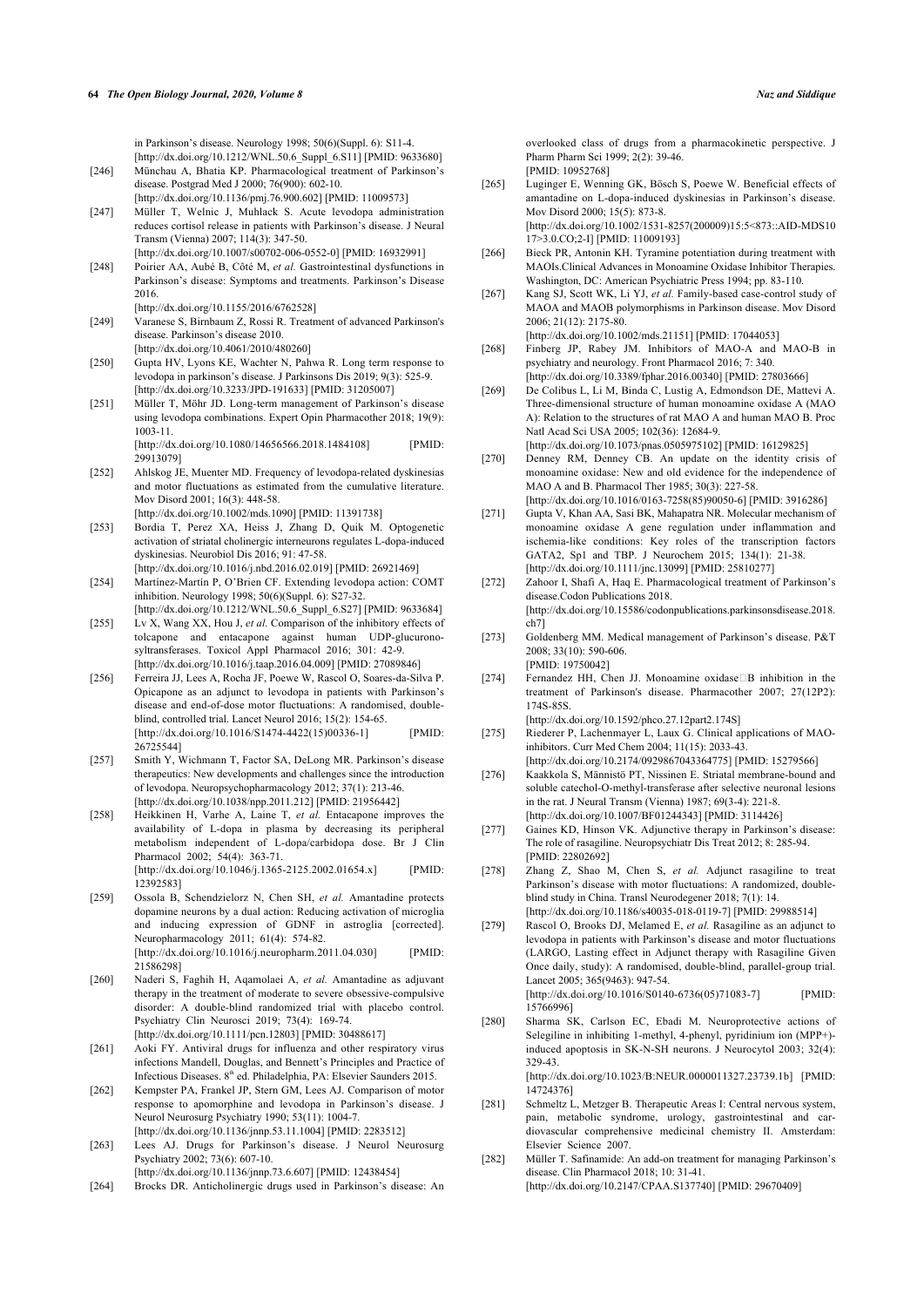in Parkinson's disease. Neurology 1998; 50(6)(Suppl. 6): S11-4. [http://dx.doi.org/10.1212/WNL.50.6_Suppl_6.S11] [PMID: 9633680]

[246] Münchau A, Bhatia KP. Pharmacological treatment of Parkinson's disease. Postgrad Med J 2000; 76(900): 602-10. [http://dx.doi.org/10.1136/pmj.76.900.602] [PMID: 11009573]

[247] Müller T, Welnic J, Muhlack S. Acute levodopa administration reduces cortisol release in patients with Parkinson's disease. J Neural Transm (Vienna) 2007; 114(3): 347-50. [http://dx.doi.org/10.1007/s00702-006-0552-0] [PMID: 16932991]

[248] Poirier AA, Aubé B, Côté M, *et al.* Gastrointestinal dysfunctions in Parkinson's disease: Symptoms and treatments. Parkinson's Disease 2016. [http://dx.doi.org/10.1155/2016/6762528]

[249] Varanese S, Birnbaum Z, Rossi R. Treatment of advanced Parkinson's disease. Parkinson's disease 2010. [http://dx.doi.org/10.4061/2010/480260]

[250] Gupta HV, Lyons KE, Wachter N, Pahwa R. Long term response to levodopa in parkinson's disease. J Parkinsons Dis 2019; 9(3): 525-9. [http://dx.doi.org/10.3233/JPD-191633] [PMID: 31205007]

[251] Müller T, Möhr JD. Long-term management of Parkinson's disease using levodopa combinations. Expert Opin Pharmacother 2018; 19(9): 1003-11. [http://dx.doi.org/10.1080/14656566.2018.1484108] [PMID: 29913079]

[252] Ahlskog JE, Muenter MD. Frequency of levodopa-related dyskinesias and motor fluctuations as estimated from the cumulative literature. Mov Disord 2001; 16(3): 448-58. [http://dx.doi.org/10.1002/mds.1090] [PMID: 11391738]

[253] Bordia T, Perez XA, Heiss J, Zhang D, Quik M. Optogenetic activation of striatal cholinergic interneurons regulates L-dopa-induced dyskinesias. Neurobiol Dis 2016; 91: 47-58. [http://dx.doi.org/10.1016/j.nbd.2016.02.019] [PMID: 26921469]

[254] Martínez-Martín P, O'Brien CF. Extending levodopa action: COMT inhibition. Neurology 1998; 50(6)(Suppl. 6): S27-32. [http://dx.doi.org/10.1212/WNL.50.6_Suppl_6.S27] [PMID: 9633684]

[255] Lv X, Wang XX, Hou J, *et al.* Comparison of the inhibitory effects of tolcapone and entacapone against human UDP-glucuronosyltransferases. Toxicol Appl Pharmacol 2016; 301: 42-9. [http://dx.doi.org/10.1016/j.taap.2016.04.009] [PMID: 27089846]

[256] Ferreira JJ, Lees A, Rocha JF, Poewe W, Rascol O, Soares-da-Silva P. Opicapone as an adjunct to levodopa in patients with Parkinson's disease and end-of-dose motor fluctuations: A randomised, double-blind, controlled trial. Lancet Neurol 2016; 15(2): 154-65. [http://dx.doi.org/10.1016/S1474-4422(15)00336-1] [PMID: 26725544]

[257] Smith Y, Wichmann T, Factor SA, DeLong MR. Parkinson's disease therapeutics: New developments and challenges since the introduction of levodopa. Neuropsychopharmacology 2012; 37(1): 213-46. [http://dx.doi.org/10.1038/npp.2011.212] [PMID: 21956442]

[258] Heikkinen H, Varhe A, Laine T, *et al.* Entacapone improves the availability of L-dopa in plasma by decreasing its peripheral metabolism independent of L-dopa/carbidopa dose. Br J Clin Pharmacol 2002; 54(4): 363-71. [http://dx.doi.org/10.1046/j.1365-2125.2002.01654.x] [PMID: 12392583]

[259] Ossola B, Schendzielorz N, Chen SH, *et al.* Amantadine protects dopamine neurons by a dual action: Reducing activation of microglia and inducing expression of GDNF in astroglia [corrected]. Neuropharmacology 2011; 61(4): 574-82. [http://dx.doi.org/10.1016/j.neuropharm.2011.04.030] [PMID: 21586298]

[260] Naderi S, Faghih H, Aqamolaei A, *et al.* Amantadine as adjuvant therapy in the treatment of moderate to severe obsessive-compulsive disorder: A double-blind randomized trial with placebo control. Psychiatry Clin Neurosci 2019; 73(4): 169-74. [http://dx.doi.org/10.1111/pcn.12803] [PMID: 30488617]

[261] Aoki FY. Antiviral drugs for influenza and other respiratory virus infections Mandell, Douglas, and Bennett's Principles and Practice of Infectious Diseases. 8th ed. Philadelphia, PA: Elsevier Saunders 2015.

[262] Kempster PA, Frankel JP, Stern GM, Lees AJ. Comparison of motor response to apomorphine and levodopa in Parkinson's disease. J Neurol Neurosurg Psychiatry 1990; 53(11): 1004-7. [http://dx.doi.org/10.1136/jnnp.53.11.1004] [PMID: 2283512]

[263] Lees AJ. Drugs for Parkinson's disease. J Neurol Neurosurg Psychiatry 2002; 73(6): 607-10. [http://dx.doi.org/10.1136/jnnp.73.6.607] [PMID: 12438454]

[264] Brocks DR. Anticholinergic drugs used in Parkinson's disease: An overlooked class of drugs from a pharmacokinetic perspective. J Pharm Pharm Sci 1999; 2(2): 39-46. [PMID: 10952768]

[265] Luginger E, Wenning GK, Bösch S, Poewe W. Beneficial effects of amantadine on L-dopa-induced dyskinesias in Parkinson's disease. Mov Disord 2000; 15(5): 873-8. [http://dx.doi.org/10.1002/1531-8257(200009)15:5<873::AID-MDS1017>3.0.CO;2-I] [PMID: 11009193]

[266] Bieck PR, Antonin KH. Tyramine potentiation during treatment with MAOIs.Clinical Advances in Monoamine Oxidase Inhibitor Therapies. Washington, DC: American Psychiatric Press 1994; pp. 83-110.

[267] Kang SJ, Scott WK, Li YJ, *et al.* Family-based case-control study of MAOA and MAOB polymorphisms in Parkinson disease. Mov Disord 2006; 21(12): 2175-80. [http://dx.doi.org/10.1002/mds.21151] [PMID: 17044053]

[268] Finberg JP, Rabey JM. Inhibitors of MAO-A and MAO-B in psychiatry and neurology. Front Pharmacol 2016; 7: 340. [http://dx.doi.org/10.3389/fphar.2016.00340] [PMID: 27803666]

[269] De Colibus L, Li M, Binda C, Lustig A, Edmondson DE, Mattevi A. Three-dimensional structure of human monoamine oxidase A (MAO A): Relation to the structures of rat MAO A and human MAO B. Proc Natl Acad Sci USA 2005; 102(36): 12684-9. [http://dx.doi.org/10.1073/pnas.0505975102] [PMID: 16129825]

[270] Denney RM, Denney CB. An update on the identity crisis of monoamine oxidase: New and old evidence for the independence of MAO A and B. Pharmacol Ther 1985; 30(3): 227-58. [http://dx.doi.org/10.1016/0163-7258(85)90050-6] [PMID: 3916286]

[271] Gupta V, Khan AA, Sasi BK, Mahapatra NR. Molecular mechanism of monoamine oxidase A gene regulation under inflammation and ischemia-like conditions: Key roles of the transcription factors GATA2, Sp1 and TBP. J Neurochem 2015; 134(1): 21-38. [http://dx.doi.org/10.1111/jnc.13099] [PMID: 25810277]

[272] Zahoor I, Shafi A, Haq E. Pharmacological treatment of Parkinson's disease.Codon Publications 2018. [http://dx.doi.org/10.15586/codonpublications.parkinsonsdisease.2018.ch7]

[273] Goldenberg MM. Medical management of Parkinson's disease. P&T 2008; 33(10): 590-606. [PMID: 19750042]

[274] Fernandez HH, Chen JJ. Monoamine oxidase-B inhibition in the treatment of Parkinson's disease. Pharmacotherapy 2007; 27(12P2): 174S-85S. [http://dx.doi.org/10.1592/phco.27.12part2.174S]

[275] Riederer P, Lachenmayer L, Laux G. Clinical applications of MAO-inhibitors. Curr Med Chem 2004; 11(15): 2033-43. [http://dx.doi.org/10.2174/0929867043364775] [PMID: 15279566]

[276] Kaakkola S, Männistö PT, Nissinen E. Striatal membrane-bound and soluble catechol-O-methyl-transferase after selective neuronal lesions in the rat. J Neural Transm (Vienna) 1987; 69(3-4): 221-8. [http://dx.doi.org/10.1007/BF01244343] [PMID: 3114426]

[277] Gaines KD, Hinson VK. Adjunctive therapy in Parkinson's disease: The role of rasagiline. Neuropsychiatr Dis Treat 2012; 8: 285-94. [PMID: 22802692]

[278] Zhang Z, Shao M, Chen S, *et al.* Adjunct rasagiline to treat Parkinson's disease with motor fluctuations: A randomized, double-blind study in China. Transl Neurodegener 2018; 7(1): 14. [http://dx.doi.org/10.1186/s40035-018-0119-7] [PMID: 29988514]

[279] Rascol O, Brooks DJ, Melamed E, *et al.* Rasagiline as an adjunct to levodopa in patients with Parkinson's disease and motor fluctuations (LARGO, Lasting effect in Adjunct therapy with Rasagiline Given Once daily, study): A randomised, double-blind, parallel-group trial. Lancet 2005; 365(9463): 947-54. [http://dx.doi.org/10.1016/S0140-6736(05)71083-7] [PMID: 15766996]

[280] Sharma SK, Carlson EC, Ebadi M. Neuroprotective actions of Selegiline in inhibiting 1-methyl, 4-phenyl, pyridinium ion (MPP+)-induced apoptosis in SK-N-SH neurons. J Neurocytol 2003; 32(4): 329-43. [http://dx.doi.org/10.1023/B:NEUR.0000011327.23739.1b] [PMID: 14724376]

[281] Schmeltz L, Metzger B. Therapeutic Areas I: Central nervous system, pain, metabolic syndrome, urology, gastrointestinal and cardiovascular comprehensive medicinal chemistry II. Amsterdam: Elsevier Science 2007.

[282] Müller T. Safinamide: An add-on treatment for managing Parkinson's disease. Clin Pharmacol 2018; 10: 31-41. [http://dx.doi.org/10.2147/CPAA.S137740] [PMID: 29670409]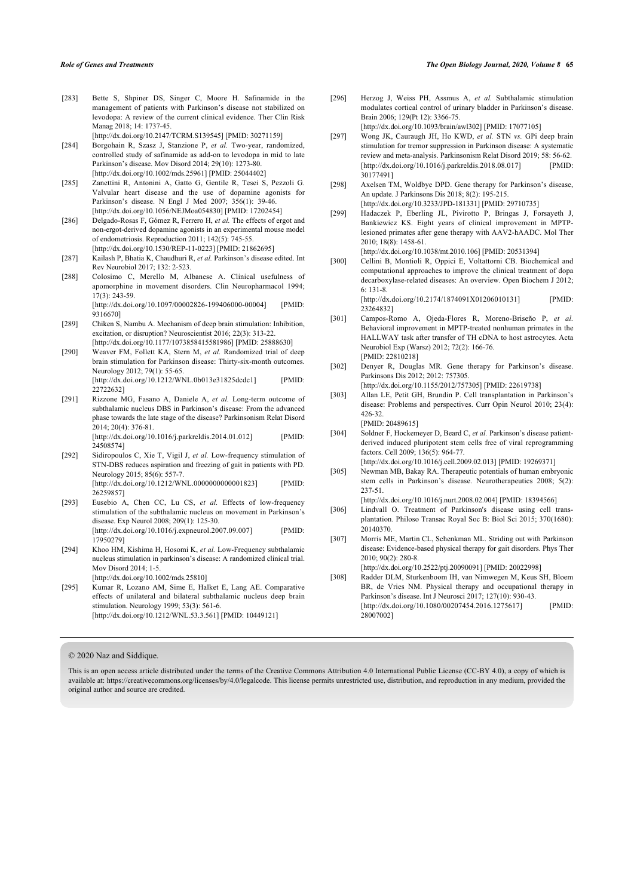[283] Bette S, Shpiner DS, Singer C, Moore H. Safinamide in the management of patients with Parkinson's disease not stabilized on levodopa: A review of the current clinical evidence. Ther Clin Risk Manag 2018; 14: 1737-45.
[http://dx.doi.org/10.2147/TCRM.S139545] [PMID: 30271159]

[284] Borgohain R, Szasz J, Stanzione P, *et al.* Two-year, randomized, controlled study of safinamide as add-on to levodopa in mid to late Parkinson's disease. Mov Disord 2014; 29(10): 1273-80.
[http://dx.doi.org/10.1002/mds.25961] [PMID: 25044402]

[285] Zanettini R, Antonini A, Gatto G, Gentile R, Tesei S, Pezzoli G. Valvular heart disease and the use of dopamine agonists for Parkinson's disease. N Engl J Med 2007; 356(1): 39-46.
[http://dx.doi.org/10.1056/NEJMoa054830] [PMID: 17202454]

[286] Delgado-Rosas F, Gómez R, Ferrero H, *et al.* The effects of ergot and non-ergot-derived dopamine agonists in an experimental mouse model of endometriosis. Reproduction 2011; 142(5): 745-55.
[http://dx.doi.org/10.1530/REP-11-0223] [PMID: 21862695]

[287] Kailash P, Bhatia K, Chaudhuri R, *et al.* Parkinson's disease edited. Int Rev Neurobiol 2017; 132: 2-523.

[288] Colosimo C, Merello M, Albanese A. Clinical usefulness of apomorphine in movement disorders. Clin Neuropharmacol 1994; 17(3): 243-59.
[http://dx.doi.org/10.1097/00002826-199406000-00004] [PMID: 9316670]

[289] Chiken S, Nambu A. Mechanism of deep brain stimulation: Inhibition, excitation, or disruption? Neuroscientist 2016; 22(3): 313-22.
[http://dx.doi.org/10.1177/1073858415581986] [PMID: 25888630]

[290] Weaver FM, Follett KA, Stern M, *et al.* Randomized trial of deep brain stimulation for Parkinson disease: Thirty-six-month outcomes. Neurology 2012; 79(1): 55-65.
[http://dx.doi.org/10.1212/WNL.0b013e31825dcdc1] [PMID: 22722632]

[291] Rizzone MG, Fasano A, Daniele A, *et al.* Long-term outcome of subthalamic nucleus DBS in Parkinson's disease: From the advanced phase towards the late stage of the disease? Parkinsonism Relat Disord 2014; 20(4): 376-81.
[http://dx.doi.org/10.1016/j.parkreldis.2014.01.012] [PMID: 24508574]

[292] Sidiropoulos C, Xie T, Vigil J, *et al.* Low-frequency stimulation of STN-DBS reduces aspiration and freezing of gait in patients with PD. Neurology 2015; 85(6): 557-7.
[http://dx.doi.org/10.1212/WNL.0000000000001823] [PMID: 26259857]

[293] Eusebio A, Chen CC, Lu CS, *et al.* Effects of low-frequency stimulation of the subthalamic nucleus on movement in Parkinson's disease. Exp Neurol 2008; 209(1): 125-30.
[http://dx.doi.org/10.1016/j.expneurol.2007.09.007] [PMID: 17950279]

[294] Khoo HM, Kishima H, Hosomi K, *et al.* Low-Frequency subthalamic nucleus stimulation in parkinson's disease: A randomized clinical trial. Mov Disord 2014; 1-5.
[http://dx.doi.org/10.1002/mds.25810]

[295] Kumar R, Lozano AM, Sime E, Halket E, Lang AE. Comparative effects of unilateral and bilateral subthalamic nucleus deep brain stimulation. Neurology 1999; 53(3): 561-6.
[http://dx.doi.org/10.1212/WNL.53.3.561] [PMID: 10449121]

[296] Herzog J, Weiss PH, Assmus A, *et al.* Subthalamic stimulation modulates cortical control of urinary bladder in Parkinson's disease. Brain 2006; 129(Pt 12): 3366-75.
[http://dx.doi.org/10.1093/brain/awl302] [PMID: 17077105]

[297] Wong JK, Cauraugh JH, Ho KWD, *et al.* STN *vs.* GPi deep brain stimulation for tremor suppression in Parkinson disease: A systematic review and meta-analysis. Parkinsonism Relat Disord 2019; 58: 56-62.
[http://dx.doi.org/10.1016/j.parkreldis.2018.08.017] [PMID: 30177491]

[298] Axelsen TM, Woldbye DPD. Gene therapy for Parkinson's disease, An update. J Parkinsons Dis 2018; 8(2): 195-215.
[http://dx.doi.org/10.3233/JPD-181331] [PMID: 29710735]

[299] Hadaczek P, Eberling JL, Pivirotto P, Bringas J, Forsayeth J, Bankiewicz KS. Eight years of clinical improvement in MPTP-lesioned primates after gene therapy with AAV2-hAADC. Mol Ther 2010; 18(8): 1458-61.
[http://dx.doi.org/10.1038/mt.2010.106] [PMID: 20531394]

[300] Cellini B, Montioli R, Oppici E, Voltattorni CB. Biochemical and computational approaches to improve the clinical treatment of dopa decarboxylase-related diseases: An overview. Open Biochem J 2012; 6: 131-8.
[http://dx.doi.org/10.2174/1874091X01206010131] [PMID: 23264832]

[301] Campos-Romo A, Ojeda-Flores R, Moreno-Briseño P, *et al.* Behavioral improvement in MPTP-treated nonhuman primates in the HALLWAY task after transfer of TH cDNA to host astrocytes. Acta Neurobiol Exp (Warsz) 2012; 72(2): 166-76.
[PMID: 22810218]

[302] Denyer R, Douglas MR. Gene therapy for Parkinson's disease. Parkinsons Dis 2012; 2012: 757305.
[http://dx.doi.org/10.1155/2012/757305] [PMID: 22619738]

[303] Allan LE, Petit GH, Brundin P. Cell transplantation in Parkinson's disease: Problems and perspectives. Curr Opin Neurol 2010; 23(4): 426-32.
[PMID: 20489615]

[304] Soldner F, Hockemeyer D, Beard C, *et al.* Parkinson's disease patient-derived induced pluripotent stem cells free of viral reprogramming factors. Cell 2009; 136(5): 964-77.
[http://dx.doi.org/10.1016/j.cell.2009.02.013] [PMID: 19269371]

[305] Newman MB, Bakay RA. Therapeutic potentials of human embryonic stem cells in Parkinson's disease. Neurotherapeutics 2008; 5(2): 237-51.
[http://dx.doi.org/10.1016/j.nurt.2008.02.004] [PMID: 18394566]

[306] Lindvall O. Treatment of Parkinson's disease using cell transplantation. Philoso Transac Royal Soc B: Biol Sci 2015; 370(1680): 20140370.

[307] Morris ME, Martin CL, Schenkman ML. Striding out with Parkinson disease: Evidence-based physical therapy for gait disorders. Phys Ther 2010; 90(2): 280-8.
[http://dx.doi.org/10.2522/ptj.20090091] [PMID: 20022998]

[308] Radder DLM, Sturkenboom IH, van Nimwegen M, Keus SH, Bloem BR, de Vries NM. Physical therapy and occupational therapy in Parkinson's disease. Int J Neurosci 2017; 127(10): 930-43.
[http://dx.doi.org/10.1080/00207454.2016.1275617] [PMID: 28007002]

© 2020 Naz and Siddique.

This is an open access article distributed under the terms of the Creative Commons Attribution 4.0 International Public License (CC-BY 4.0), a copy of which is available at: https://creativecommons.org/licenses/by/4.0/legalcode. This license permits unrestricted use, distribution, and reproduction in any medium, provided the original author and source are credited.